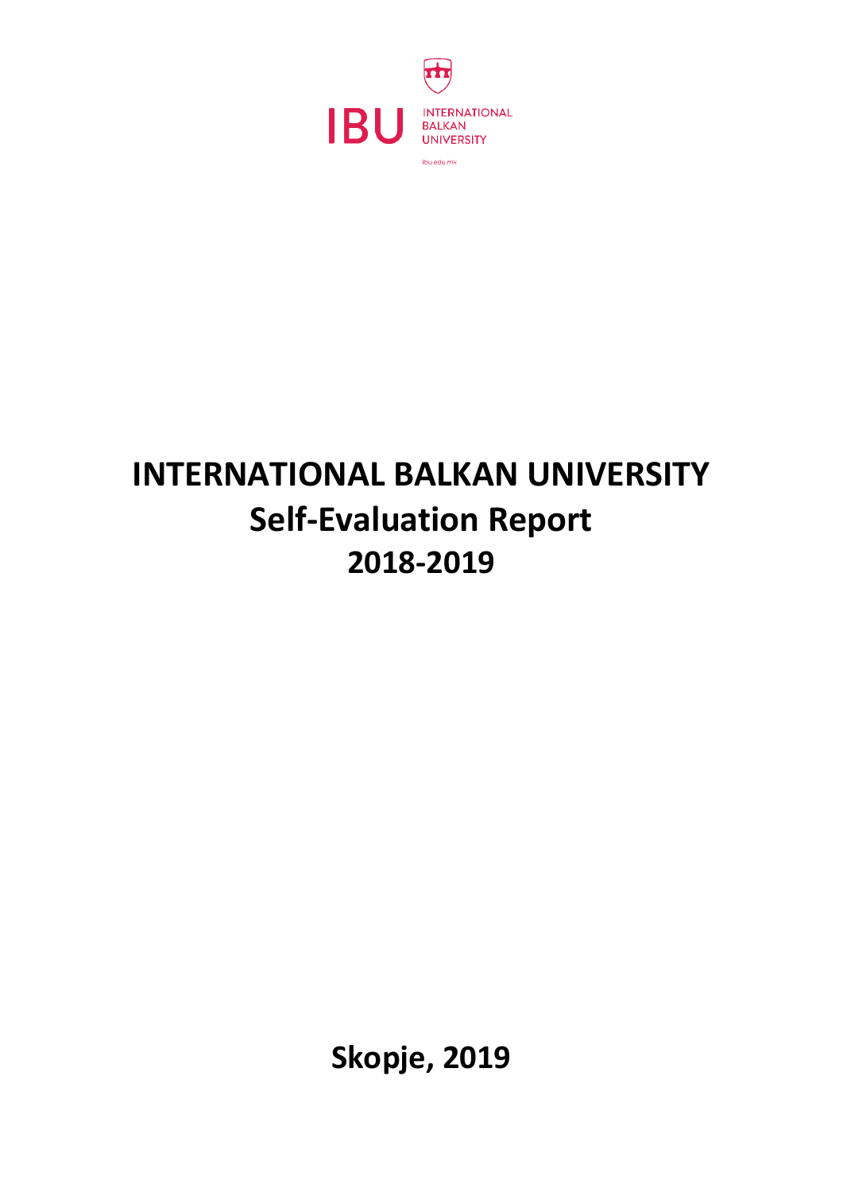IBU INTERNATIONAL BALKAN UNIVERSITY

ibu.edu.mk

# INTERNATIONAL BALKAN UNIVERSITY
# Self-Evaluation Report
# 2018-2019

**Skopje, 2019**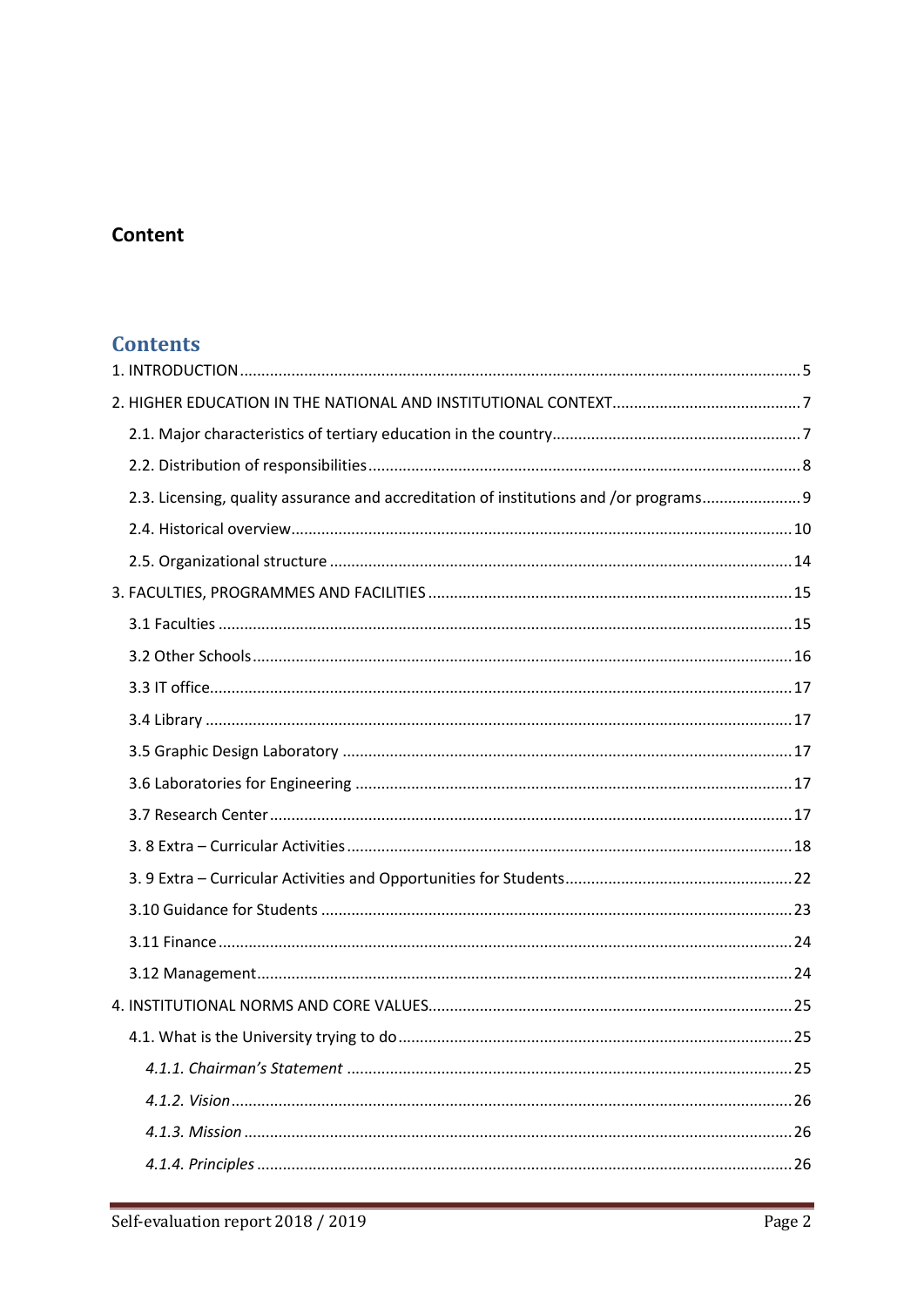**Content**

## Contents

1. INTRODUCTION ..... 5

2. HIGHER EDUCATION IN THE NATIONAL AND INSTITUTIONAL CONTEXT ..... 7

 2.1. Major characteristics of tertiary education in the country ..... 7

 2.2. Distribution of responsibilities ..... 8

 2.3. Licensing, quality assurance and accreditation of institutions and /or programs ..... 9

 2.4. Historical overview ..... 10

 2.5. Organizational structure ..... 14

3. FACULTIES, PROGRAMMES AND FACILITIES ..... 15

 3.1 Faculties ..... 15

 3.2 Other Schools ..... 16

 3.3 IT office ..... 17

 3.4 Library ..... 17

 3.5 Graphic Design Laboratory ..... 17

 3.6 Laboratories for Engineering ..... 17

 3.7 Research Center ..... 17

 3. 8 Extra – Curricular Activities ..... 18

 3. 9 Extra – Curricular Activities and Opportunities for Students ..... 22

 3.10 Guidance for Students ..... 23

 3.11 Finance ..... 24

 3.12 Management ..... 24

4. INSTITUTIONAL NORMS AND CORE VALUES ..... 25

 4.1. What is the University trying to do ..... 25

  *4.1.1. Chairman's Statement* ..... 25

  *4.1.2. Vision* ..... 26

  *4.1.3. Mission* ..... 26

  *4.1.4. Principles* ..... 26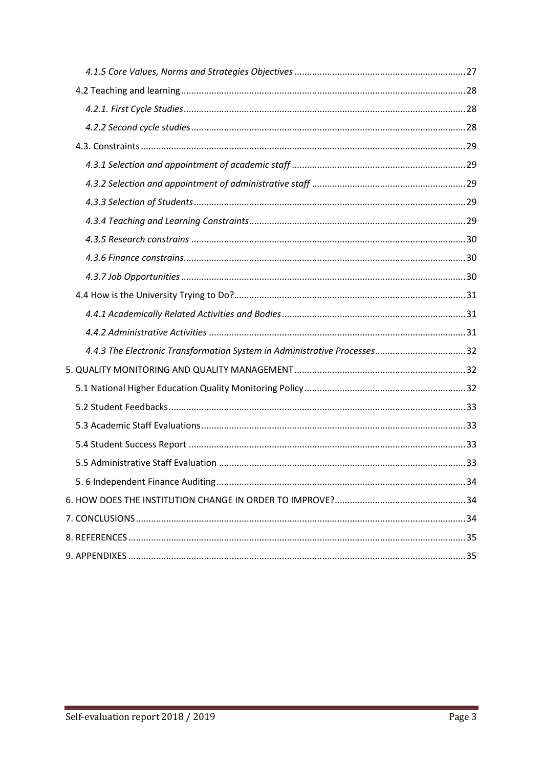*4.1.5 Core Values, Norms and Strategies Objectives* ........ 27

4.2 Teaching and learning ........ 28

*4.2.1. First Cycle Studies* ........ 28

*4.2.2 Second cycle studies* ........ 28

4.3. Constraints ........ 29

*4.3.1 Selection and appointment of academic staff* ........ 29

*4.3.2 Selection and appointment of administrative staff* ........ 29

*4.3.3 Selection of Students* ........ 29

*4.3.4 Teaching and Learning Constraints* ........ 29

*4.3.5 Research constrains* ........ 30

*4.3.6 Finance constrains* ........ 30

*4.3.7 Job Opportunities* ........ 30

4.4 How is the University Trying to Do? ........ 31

*4.4.1 Academically Related Activities and Bodies* ........ 31

*4.4.2 Administrative Activities* ........ 31

*4.4.3 The Electronic Transformation System in Administrative Processes* ........ 32

5. QUALITY MONITORING AND QUALITY MANAGEMENT ........ 32

5.1 National Higher Education Quality Monitoring Policy ........ 32

5.2 Student Feedbacks ........ 33

5.3 Academic Staff Evaluations ........ 33

5.4 Student Success Report ........ 33

5.5 Administrative Staff Evaluation ........ 33

5. 6 Independent Finance Auditing ........ 34

6. HOW DOES THE INSTITUTION CHANGE IN ORDER TO IMPROVE? ........ 34

7. CONCLUSIONS ........ 34

8. REFERENCES ........ 35

9. APPENDIXES ........ 35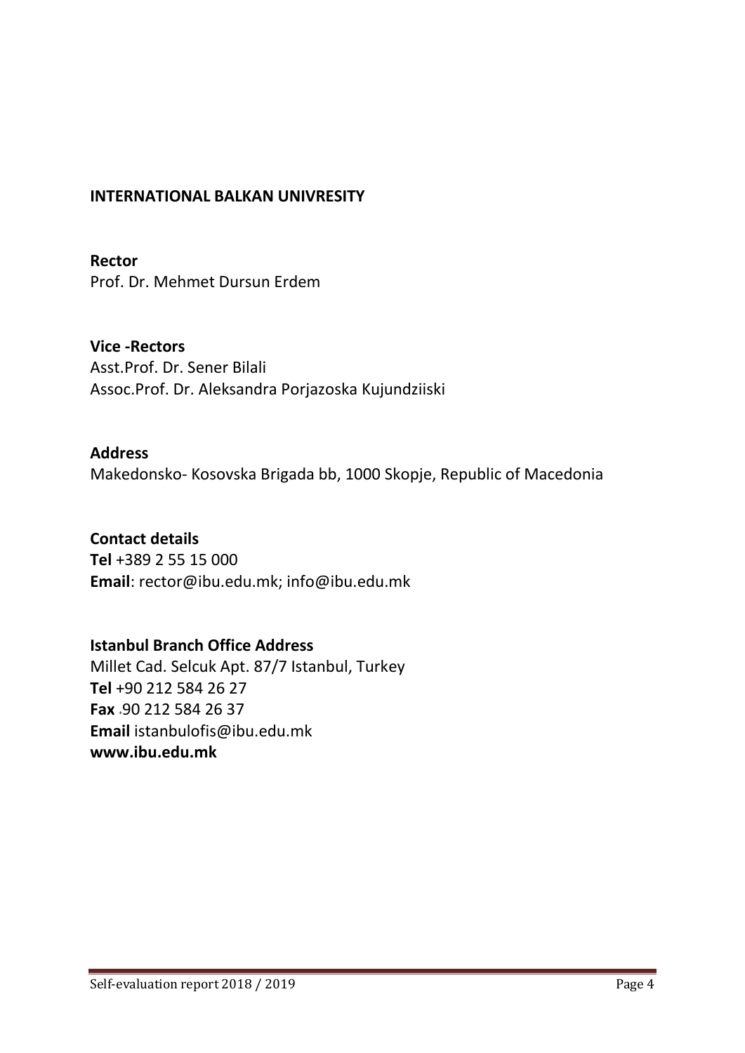**INTERNATIONAL BALKAN UNIVRESITY**

**Rector**
Prof. Dr. Mehmet Dursun Erdem

**Vice -Rectors**
Asst.Prof. Dr. Sener Bilali
Assoc.Prof. Dr. Aleksandra Porjazoska Kujundziiski

**Address**
Makedonsko- Kosovska Brigada bb, 1000 Skopje, Republic of Macedonia

**Contact details**
**Tel** +389 2 55 15 000
**Email**: rector@ibu.edu.mk; info@ibu.edu.mk

**Istanbul Branch Office Address**
Millet Cad. Selcuk Apt. 87/7 Istanbul, Turkey
**Tel** +90 212 584 26 27
**Fax** +90 212 584 26 37
**Email** istanbulofis@ibu.edu.mk
**www.ibu.edu.mk**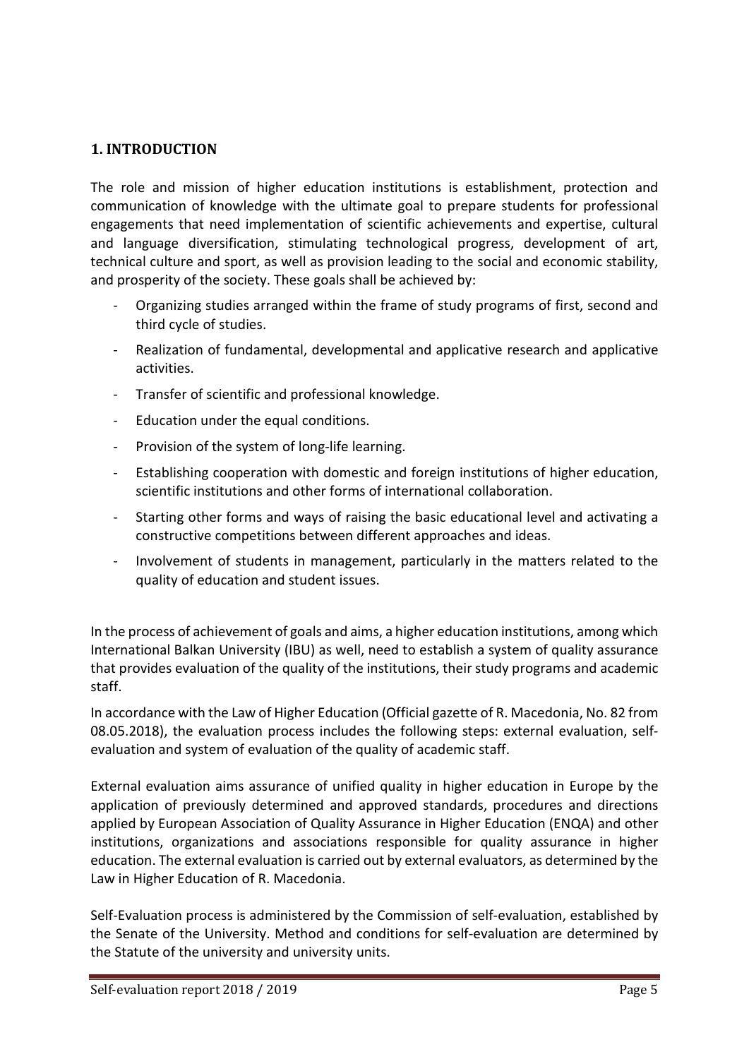## 1. INTRODUCTION

The role and mission of higher education institutions is establishment, protection and communication of knowledge with the ultimate goal to prepare students for professional engagements that need implementation of scientific achievements and expertise, cultural and language diversification, stimulating technological progress, development of art, technical culture and sport, as well as provision leading to the social and economic stability, and prosperity of the society. These goals shall be achieved by:

- Organizing studies arranged within the frame of study programs of first, second and third cycle of studies.
- Realization of fundamental, developmental and applicative research and applicative activities.
- Transfer of scientific and professional knowledge.
- Education under the equal conditions.
- Provision of the system of long-life learning.
- Establishing cooperation with domestic and foreign institutions of higher education, scientific institutions and other forms of international collaboration.
- Starting other forms and ways of raising the basic educational level and activating a constructive competitions between different approaches and ideas.
- Involvement of students in management, particularly in the matters related to the quality of education and student issues.

In the process of achievement of goals and aims, a higher education institutions, among which International Balkan University (IBU) as well, need to establish a system of quality assurance that provides evaluation of the quality of the institutions, their study programs and academic staff.

In accordance with the Law of Higher Education (Official gazette of R. Macedonia, No. 82 from 08.05.2018), the evaluation process includes the following steps: external evaluation, self-evaluation and system of evaluation of the quality of academic staff.

External evaluation aims assurance of unified quality in higher education in Europe by the application of previously determined and approved standards, procedures and directions applied by European Association of Quality Assurance in Higher Education (ENQA) and other institutions, organizations and associations responsible for quality assurance in higher education. The external evaluation is carried out by external evaluators, as determined by the Law in Higher Education of R. Macedonia.

Self-Evaluation process is administered by the Commission of self-evaluation, established by the Senate of the University. Method and conditions for self-evaluation are determined by the Statute of the university and university units.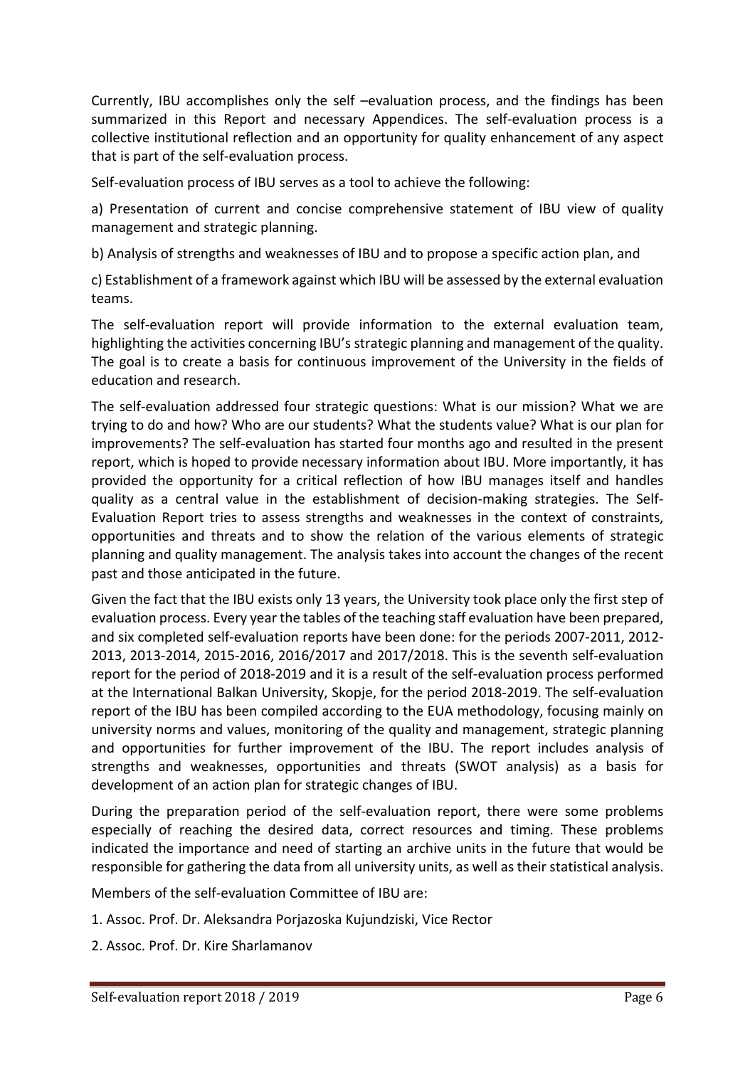Currently, IBU accomplishes only the self –evaluation process, and the findings has been summarized in this Report and necessary Appendices. The self-evaluation process is a collective institutional reflection and an opportunity for quality enhancement of any aspect that is part of the self-evaluation process.

Self-evaluation process of IBU serves as a tool to achieve the following:

a) Presentation of current and concise comprehensive statement of IBU view of quality management and strategic planning.

b) Analysis of strengths and weaknesses of IBU and to propose a specific action plan, and

c) Establishment of a framework against which IBU will be assessed by the external evaluation teams.

The self-evaluation report will provide information to the external evaluation team, highlighting the activities concerning IBU's strategic planning and management of the quality. The goal is to create a basis for continuous improvement of the University in the fields of education and research.

The self-evaluation addressed four strategic questions: What is our mission? What we are trying to do and how? Who are our students? What the students value? What is our plan for improvements? The self-evaluation has started four months ago and resulted in the present report, which is hoped to provide necessary information about IBU. More importantly, it has provided the opportunity for a critical reflection of how IBU manages itself and handles quality as a central value in the establishment of decision-making strategies. The Self-Evaluation Report tries to assess strengths and weaknesses in the context of constraints, opportunities and threats and to show the relation of the various elements of strategic planning and quality management. The analysis takes into account the changes of the recent past and those anticipated in the future.

Given the fact that the IBU exists only 13 years, the University took place only the first step of evaluation process. Every year the tables of the teaching staff evaluation have been prepared, and six completed self-evaluation reports have been done: for the periods 2007-2011, 2012-2013, 2013-2014, 2015-2016, 2016/2017 and 2017/2018. This is the seventh self-evaluation report for the period of 2018-2019 and it is a result of the self-evaluation process performed at the International Balkan University, Skopje, for the period 2018-2019. The self-evaluation report of the IBU has been compiled according to the EUA methodology, focusing mainly on university norms and values, monitoring of the quality and management, strategic planning and opportunities for further improvement of the IBU. The report includes analysis of strengths and weaknesses, opportunities and threats (SWOT analysis) as a basis for development of an action plan for strategic changes of IBU.

During the preparation period of the self-evaluation report, there were some problems especially of reaching the desired data, correct resources and timing. These problems indicated the importance and need of starting an archive units in the future that would be responsible for gathering the data from all university units, as well as their statistical analysis.

Members of the self-evaluation Committee of IBU are:

1. Assoc. Prof. Dr. Aleksandra Porjazoska Kujundziski, Vice Rector

2. Assoc. Prof. Dr. Kire Sharlamanov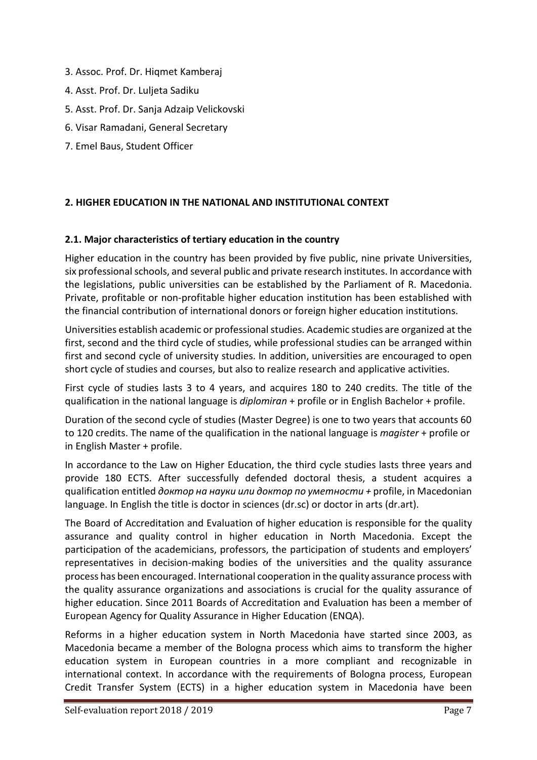3. Assoc. Prof. Dr. Hiqmet Kamberaj
4. Asst. Prof. Dr. Luljeta Sadiku
5. Asst. Prof. Dr. Sanja Adzaip Velickovski
6. Visar Ramadani, General Secretary
7. Emel Baus, Student Officer

## 2. HIGHER EDUCATION IN THE NATIONAL AND INSTITUTIONAL CONTEXT

### 2.1. Major characteristics of tertiary education in the country

Higher education in the country has been provided by five public, nine private Universities, six professional schools, and several public and private research institutes. In accordance with the legislations, public universities can be established by the Parliament of R. Macedonia. Private, profitable or non-profitable higher education institution has been established with the financial contribution of international donors or foreign higher education institutions.

Universities establish academic or professional studies. Academic studies are organized at the first, second and the third cycle of studies, while professional studies can be arranged within first and second cycle of university studies. In addition, universities are encouraged to open short cycle of studies and courses, but also to realize research and applicative activities.

First cycle of studies lasts 3 to 4 years, and acquires 180 to 240 credits. The title of the qualification in the national language is *diplomiran* + profile or in English Bachelor + profile.

Duration of the second cycle of studies (Master Degree) is one to two years that accounts 60 to 120 credits. The name of the qualification in the national language is *magister* + profile or in English Master + profile.

In accordance to the Law on Higher Education, the third cycle studies lasts three years and provide 180 ECTS. After successfully defended doctoral thesis, a student acquires a qualification entitled *доктор на науки или доктор по уметности +* profile, in Macedonian language. In English the title is doctor in sciences (dr.sc) or doctor in arts (dr.art).

The Board of Accreditation and Evaluation of higher education is responsible for the quality assurance and quality control in higher education in North Macedonia. Except the participation of the academicians, professors, the participation of students and employers' representatives in decision-making bodies of the universities and the quality assurance process has been encouraged. International cooperation in the quality assurance process with the quality assurance organizations and associations is crucial for the quality assurance of higher education. Since 2011 Boards of Accreditation and Evaluation has been a member of European Agency for Quality Assurance in Higher Education (ENQA).

Reforms in a higher education system in North Macedonia have started since 2003, as Macedonia became a member of the Bologna process which aims to transform the higher education system in European countries in a more compliant and recognizable in international context. In accordance with the requirements of Bologna process, European Credit Transfer System (ECTS) in a higher education system in Macedonia have been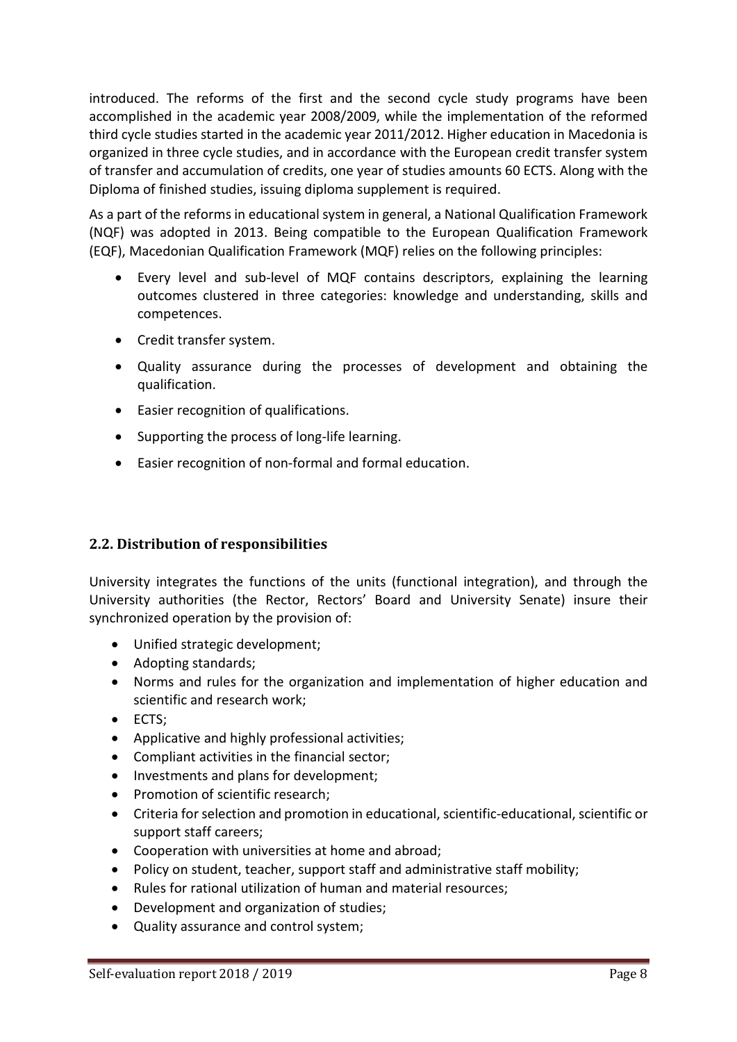introduced. The reforms of the first and the second cycle study programs have been accomplished in the academic year 2008/2009, while the implementation of the reformed third cycle studies started in the academic year 2011/2012. Higher education in Macedonia is organized in three cycle studies, and in accordance with the European credit transfer system of transfer and accumulation of credits, one year of studies amounts 60 ECTS. Along with the Diploma of finished studies, issuing diploma supplement is required.

As a part of the reforms in educational system in general, a National Qualification Framework (NQF) was adopted in 2013. Being compatible to the European Qualification Framework (EQF), Macedonian Qualification Framework (MQF) relies on the following principles:

- Every level and sub-level of MQF contains descriptors, explaining the learning outcomes clustered in three categories: knowledge and understanding, skills and competences.
- Credit transfer system.
- Quality assurance during the processes of development and obtaining the qualification.
- Easier recognition of qualifications.
- Supporting the process of long-life learning.
- Easier recognition of non-formal and formal education.

## 2.2. Distribution of responsibilities

University integrates the functions of the units (functional integration), and through the University authorities (the Rector, Rectors' Board and University Senate) insure their synchronized operation by the provision of:

- Unified strategic development;
- Adopting standards;
- Norms and rules for the organization and implementation of higher education and scientific and research work;
- ECTS;
- Applicative and highly professional activities;
- Compliant activities in the financial sector;
- Investments and plans for development;
- Promotion of scientific research;
- Criteria for selection and promotion in educational, scientific-educational, scientific or support staff careers;
- Cooperation with universities at home and abroad;
- Policy on student, teacher, support staff and administrative staff mobility;
- Rules for rational utilization of human and material resources;
- Development and organization of studies;
- Quality assurance and control system;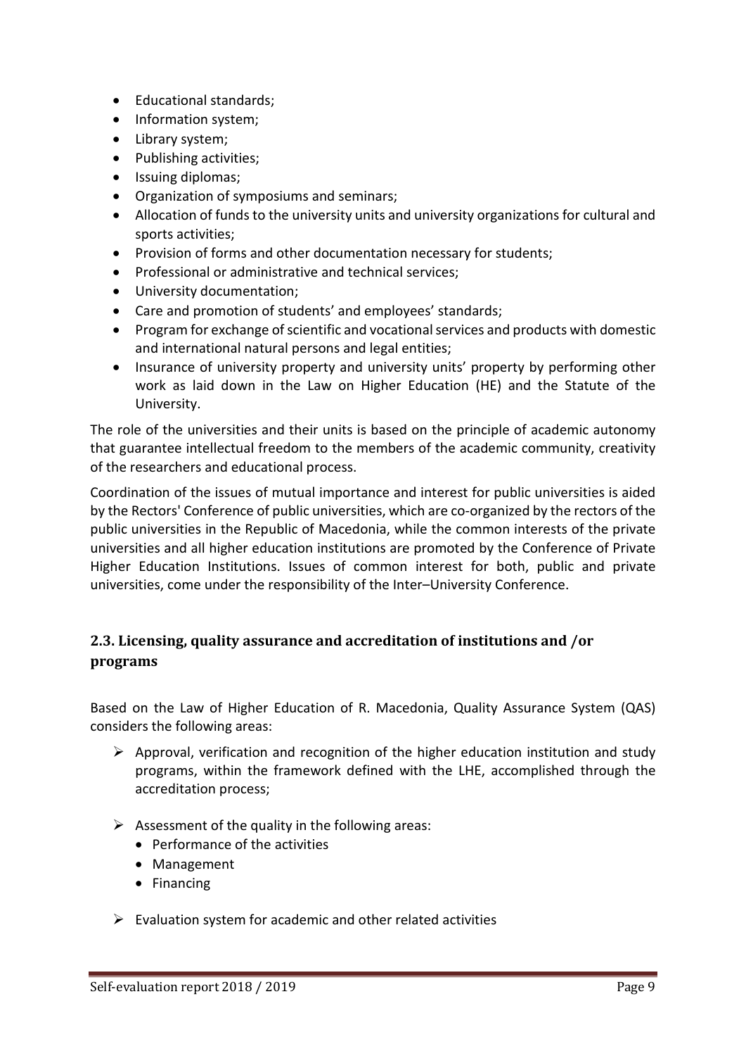- Educational standards;
- Information system;
- Library system;
- Publishing activities;
- Issuing diplomas;
- Organization of symposiums and seminars;
- Allocation of funds to the university units and university organizations for cultural and sports activities;
- Provision of forms and other documentation necessary for students;
- Professional or administrative and technical services;
- University documentation;
- Care and promotion of students' and employees' standards;
- Program for exchange of scientific and vocational services and products with domestic and international natural persons and legal entities;
- Insurance of university property and university units' property by performing other work as laid down in the Law on Higher Education (HE) and the Statute of the University.

The role of the universities and their units is based on the principle of academic autonomy that guarantee intellectual freedom to the members of the academic community, creativity of the researchers and educational process.

Coordination of the issues of mutual importance and interest for public universities is aided by the Rectors' Conference of public universities, which are co-organized by the rectors of the public universities in the Republic of Macedonia, while the common interests of the private universities and all higher education institutions are promoted by the Conference of Private Higher Education Institutions. Issues of common interest for both, public and private universities, come under the responsibility of the Inter–University Conference.

## 2.3. Licensing, quality assurance and accreditation of institutions and /or programs

Based on the Law of Higher Education of R. Macedonia, Quality Assurance System (QAS) considers the following areas:

- Approval, verification and recognition of the higher education institution and study programs, within the framework defined with the LHE, accomplished through the accreditation process;
- Assessment of the quality in the following areas:
  - Performance of the activities
  - Management
  - Financing
- Evaluation system for academic and other related activities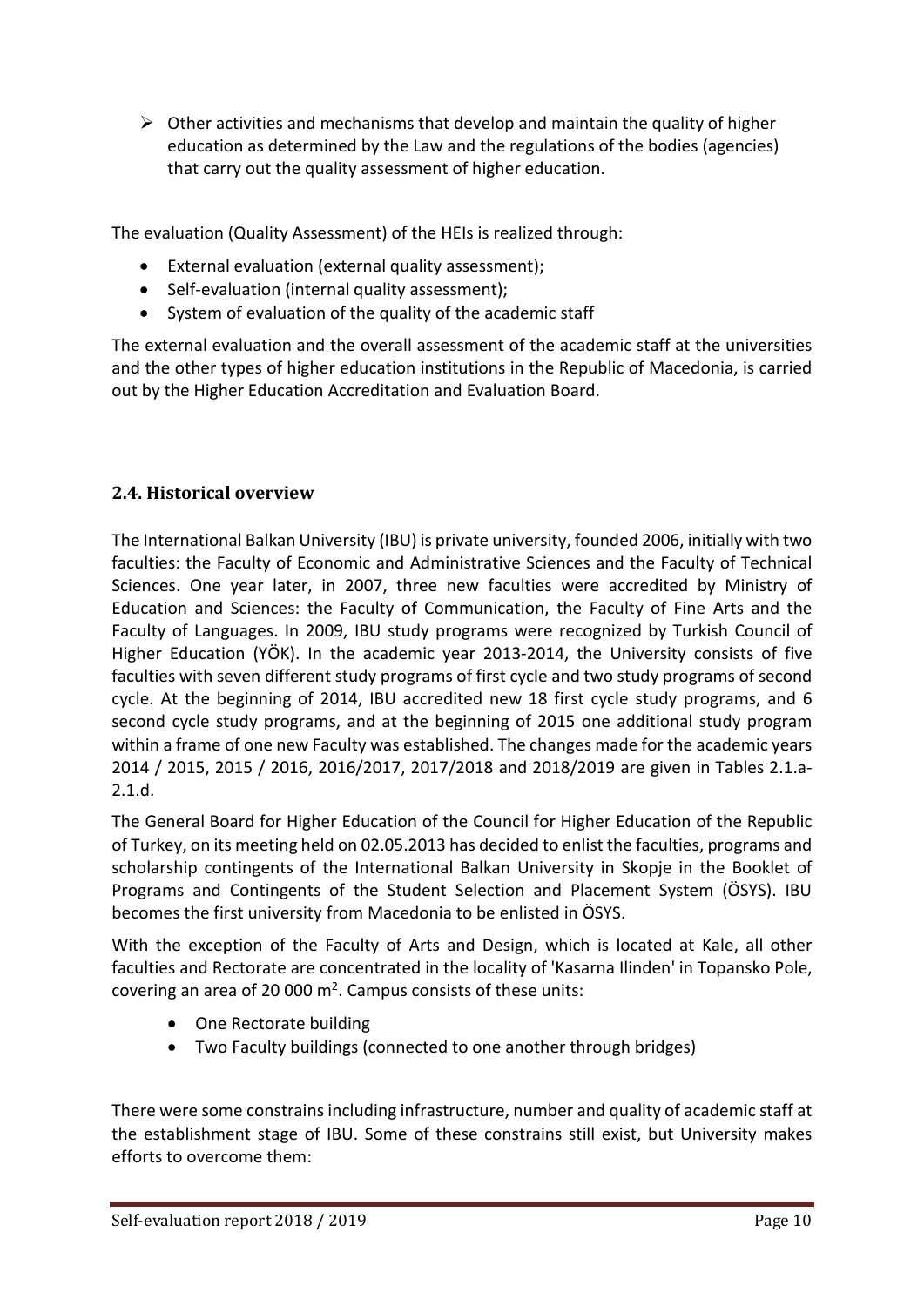- Other activities and mechanisms that develop and maintain the quality of higher education as determined by the Law and the regulations of the bodies (agencies) that carry out the quality assessment of higher education.

The evaluation (Quality Assessment) of the HEIs is realized through:

- External evaluation (external quality assessment);
- Self-evaluation (internal quality assessment);
- System of evaluation of the quality of the academic staff

The external evaluation and the overall assessment of the academic staff at the universities and the other types of higher education institutions in the Republic of Macedonia, is carried out by the Higher Education Accreditation and Evaluation Board.

## 2.4. Historical overview

The International Balkan University (IBU) is private university, founded 2006, initially with two faculties: the Faculty of Economic and Administrative Sciences and the Faculty of Technical Sciences. One year later, in 2007, three new faculties were accredited by Ministry of Education and Sciences: the Faculty of Communication, the Faculty of Fine Arts and the Faculty of Languages. In 2009, IBU study programs were recognized by Turkish Council of Higher Education (YÖK). In the academic year 2013-2014, the University consists of five faculties with seven different study programs of first cycle and two study programs of second cycle. At the beginning of 2014, IBU accredited new 18 first cycle study programs, and 6 second cycle study programs, and at the beginning of 2015 one additional study program within a frame of one new Faculty was established. The changes made for the academic years 2014 / 2015, 2015 / 2016, 2016/2017, 2017/2018 and 2018/2019 are given in Tables 2.1.a-2.1.d.

The General Board for Higher Education of the Council for Higher Education of the Republic of Turkey, on its meeting held on 02.05.2013 has decided to enlist the faculties, programs and scholarship contingents of the International Balkan University in Skopje in the Booklet of Programs and Contingents of the Student Selection and Placement System (ÖSYS). IBU becomes the first university from Macedonia to be enlisted in ÖSYS.

With the exception of the Faculty of Arts and Design, which is located at Kale, all other faculties and Rectorate are concentrated in the locality of 'Kasarna Ilinden' in Topansko Pole, covering an area of 20 000 m$^2$. Campus consists of these units:

- One Rectorate building
- Two Faculty buildings (connected to one another through bridges)

There were some constrains including infrastructure, number and quality of academic staff at the establishment stage of IBU. Some of these constrains still exist, but University makes efforts to overcome them: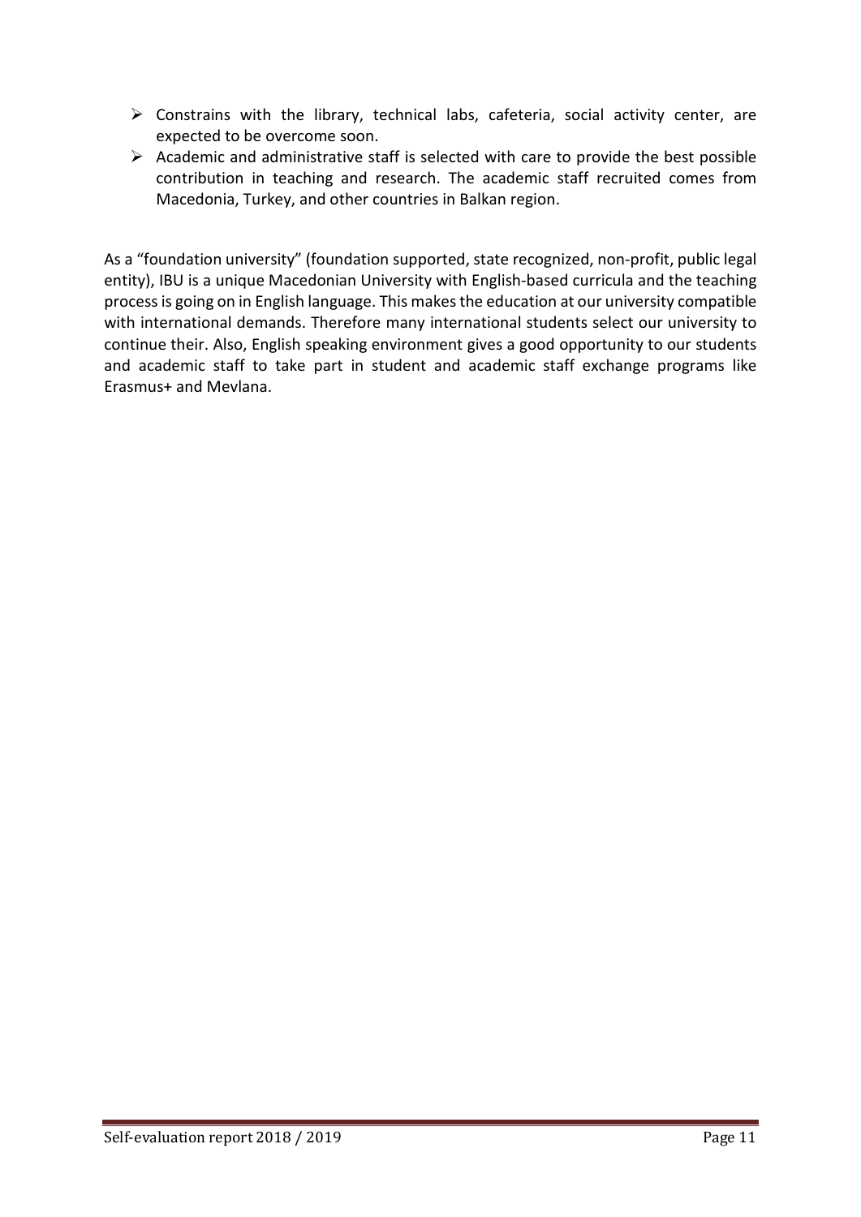- Constrains with the library, technical labs, cafeteria, social activity center, are expected to be overcome soon.
- Academic and administrative staff is selected with care to provide the best possible contribution in teaching and research. The academic staff recruited comes from Macedonia, Turkey, and other countries in Balkan region.

As a "foundation university" (foundation supported, state recognized, non-profit, public legal entity), IBU is a unique Macedonian University with English-based curricula and the teaching process is going on in English language. This makes the education at our university compatible with international demands. Therefore many international students select our university to continue their. Also, English speaking environment gives a good opportunity to our students and academic staff to take part in student and academic staff exchange programs like Erasmus+ and Mevlana.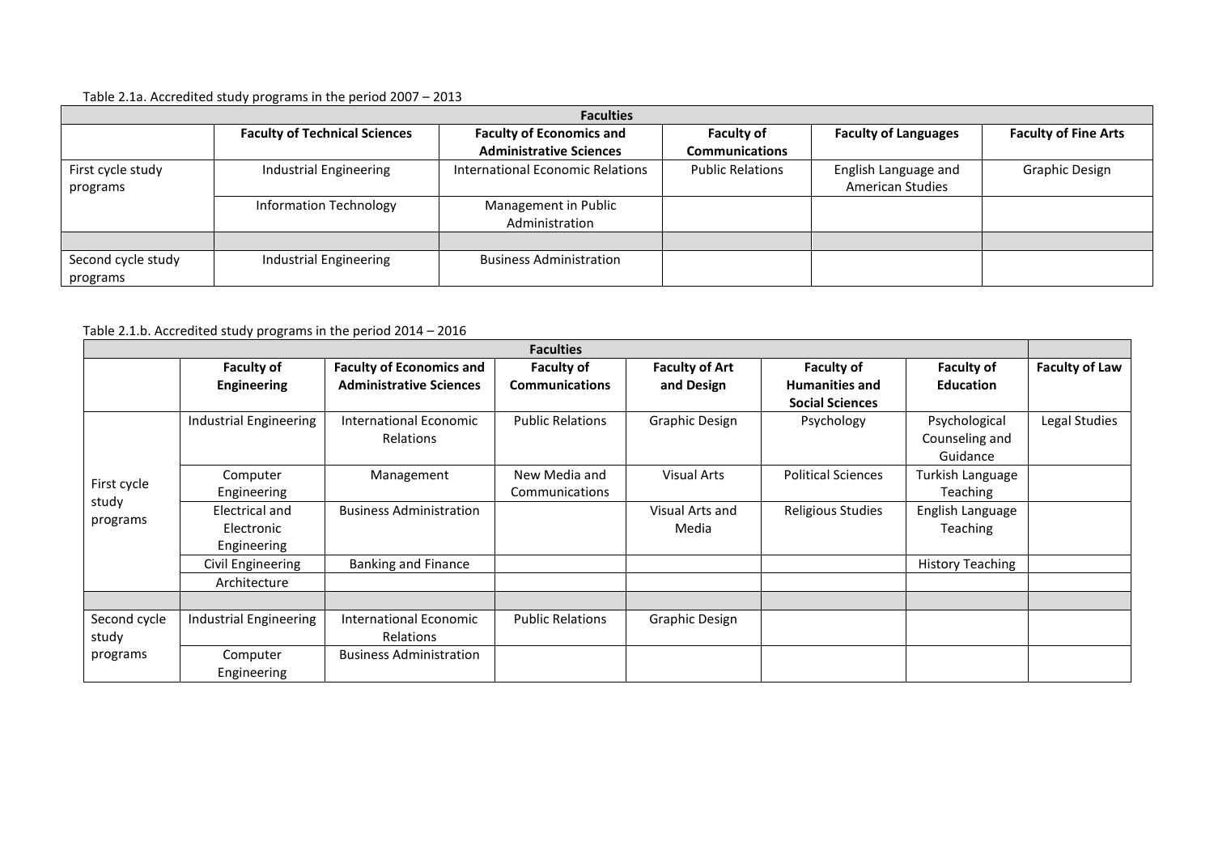Table 2.1a. Accredited study programs in the period 2007 – 2013

| | Faculties | | | | |
|---|---|---|---|---|---|
| | **Faculty of Technical Sciences** | **Faculty of Economics and Administrative Sciences** | **Faculty of Communications** | **Faculty of Languages** | **Faculty of Fine Arts** |
| First cycle study programs | Industrial Engineering | International Economic Relations | Public Relations | English Language and American Studies | Graphic Design |
| | Information Technology | Management in Public Administration | | | |
| | | | | | |
| Second cycle study programs | Industrial Engineering | Business Administration | | | |

Table 2.1.b. Accredited study programs in the period 2014 – 2016

| | Faculties | | | | | | |
|---|---|---|---|---|---|---|---|
| | **Faculty of Engineering** | **Faculty of Economics and Administrative Sciences** | **Faculty of Communications** | **Faculty of Art and Design** | **Faculty of Humanities and Social Sciences** | **Faculty of Education** | **Faculty of Law** |
| First cycle study programs | Industrial Engineering | International Economic Relations | Public Relations | Graphic Design | Psychology | Psychological Counseling and Guidance | Legal Studies |
| | Computer Engineering | Management | New Media and Communications | Visual Arts | Political Sciences | Turkish Language Teaching | |
| | Electrical and Electronic Engineering | Business Administration | | Visual Arts and Media | Religious Studies | English Language Teaching | |
| | Civil Engineering | Banking and Finance | | | | History Teaching | |
| | Architecture | | | | | | |
| | | | | | | | |
| Second cycle study programs | Industrial Engineering | International Economic Relations | Public Relations | Graphic Design | | | |
| | Computer Engineering | Business Administration | | | | | |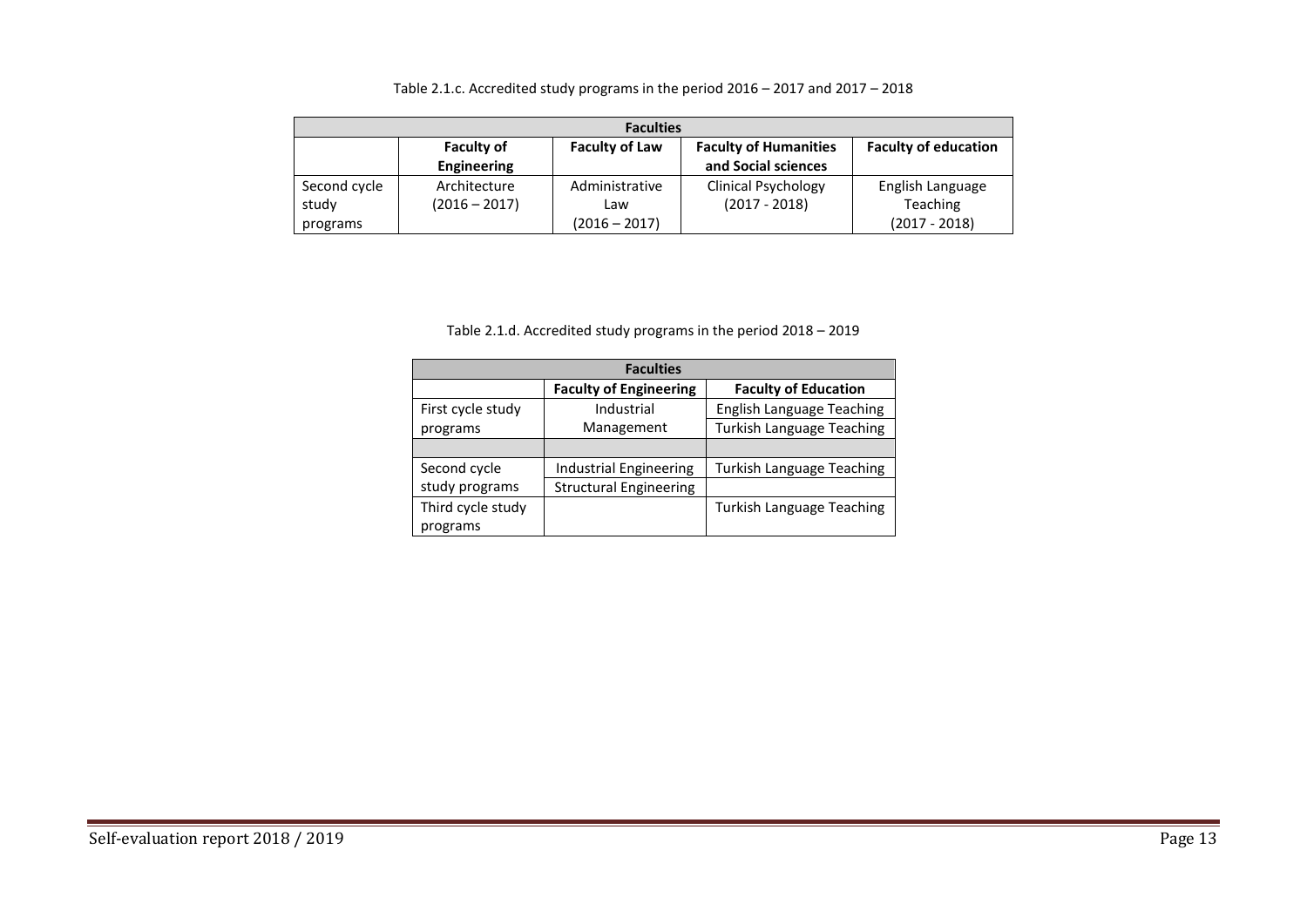Table 2.1.c. Accredited study programs in the period 2016 – 2017 and 2017 – 2018

| Faculties | | | | |
|---|---|---|---|---|
| | **Faculty of Engineering** | **Faculty of Law** | **Faculty of Humanities and Social sciences** | **Faculty of education** |
| Second cycle study programs | Architecture (2016 – 2017) | Administrative Law (2016 – 2017) | Clinical Psychology (2017 - 2018) | English Language Teaching (2017 - 2018) |

Table 2.1.d. Accredited study programs in the period 2018 – 2019

| Faculties | | |
|---|---|---|
| | **Faculty of Engineering** | **Faculty of Education** |
| First cycle study programs | Industrial Management | English Language Teaching |
| | | Turkish Language Teaching |
| | | |
| Second cycle study programs | Industrial Engineering | Turkish Language Teaching |
| | Structural Engineering | |
| Third cycle study programs | | Turkish Language Teaching |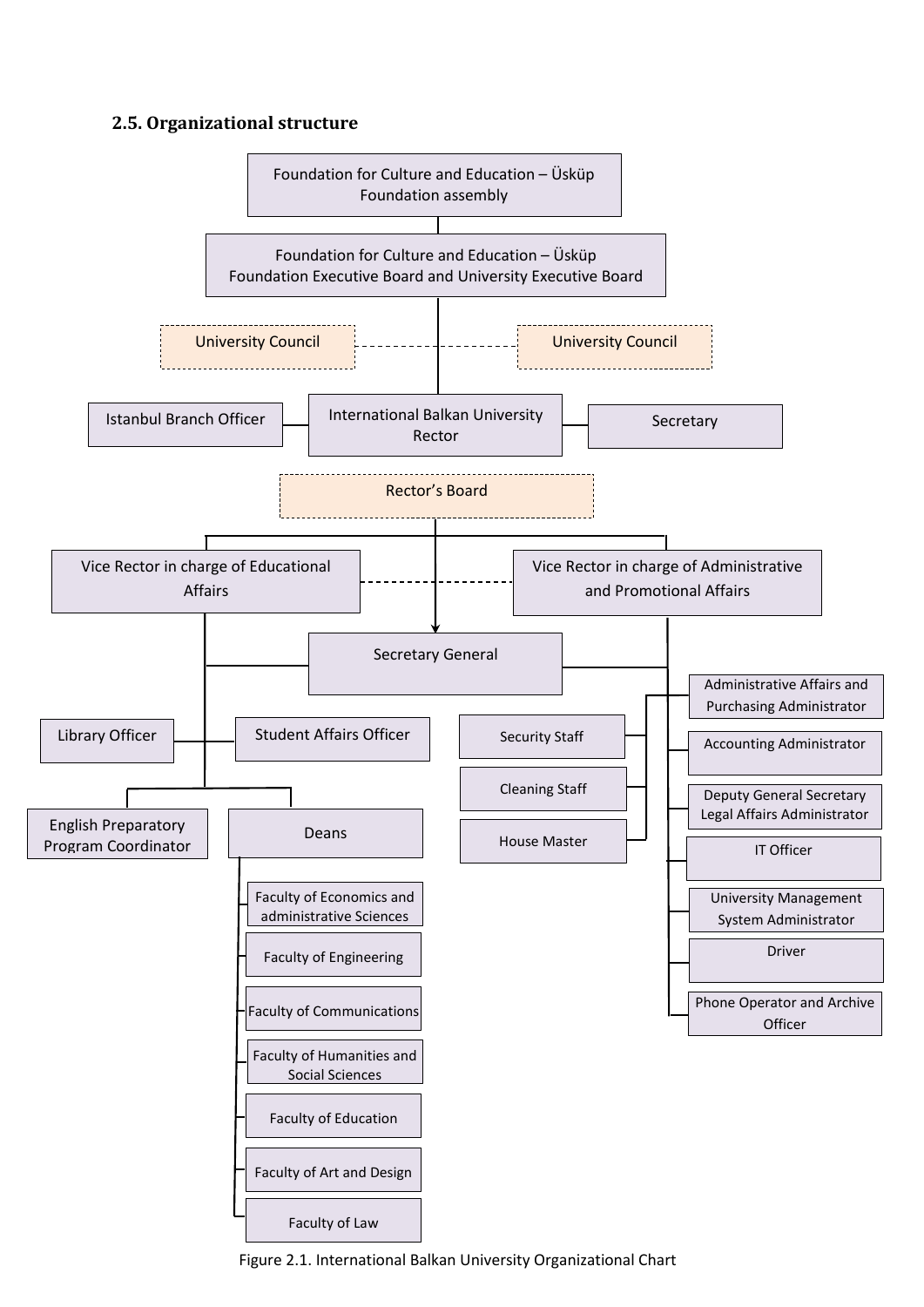### 2.5. Organizational structure

- Foundation for Culture and Education – Üsküp Foundation assembly
  - Foundation for Culture and Education – Üsküp Foundation Executive Board and University Executive Board
    - University Council
    - University Council
    - International Balkan University Rector
      - Istanbul Branch Officer
      - Secretary
      - Rector's Board
        - Vice Rector in charge of Educational Affairs
          - Secretary General
          - Library Officer
          - Student Affairs Officer
          - English Preparatory Program Coordinator
          - Deans
            - Faculty of Economics and administrative Sciences
            - Faculty of Engineering
            - Faculty of Communications
            - Faculty of Humanities and Social Sciences
            - Faculty of Education
            - Faculty of Art and Design
            - Faculty of Law
        - Vice Rector in charge of Administrative and Promotional Affairs
          - Secretary General
          - Administrative Affairs and Purchasing Administrator
            - Security Staff
            - Cleaning Staff
            - House Master
          - Accounting Administrator
          - Deputy General Secretary Legal Affairs Administrator
          - IT Officer
          - University Management System Administrator
          - Driver
          - Phone Operator and Archive Officer

Figure 2.1. International Balkan University Organizational Chart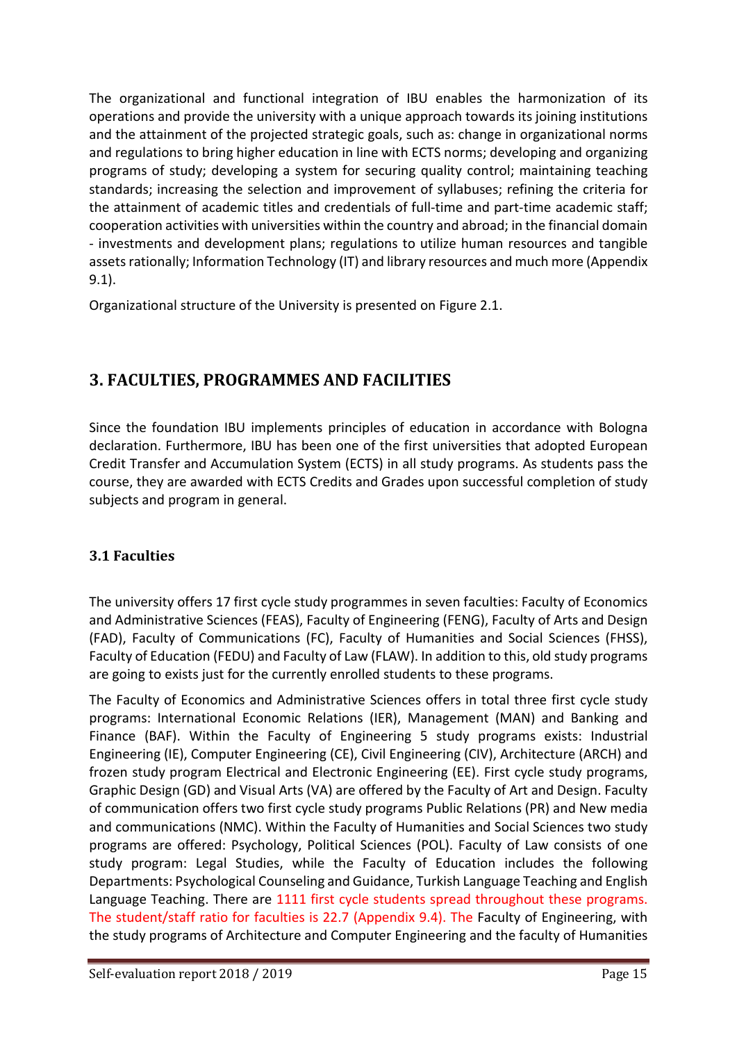The organizational and functional integration of IBU enables the harmonization of its operations and provide the university with a unique approach towards its joining institutions and the attainment of the projected strategic goals, such as: change in organizational norms and regulations to bring higher education in line with ECTS norms; developing and organizing programs of study; developing a system for securing quality control; maintaining teaching standards; increasing the selection and improvement of syllabuses; refining the criteria for the attainment of academic titles and credentials of full-time and part-time academic staff; cooperation activities with universities within the country and abroad; in the financial domain - investments and development plans; regulations to utilize human resources and tangible assets rationally; Information Technology (IT) and library resources and much more (Appendix 9.1).

Organizational structure of the University is presented on Figure 2.1.

## 3. FACULTIES, PROGRAMMES AND FACILITIES

Since the foundation IBU implements principles of education in accordance with Bologna declaration. Furthermore, IBU has been one of the first universities that adopted European Credit Transfer and Accumulation System (ECTS) in all study programs. As students pass the course, they are awarded with ECTS Credits and Grades upon successful completion of study subjects and program in general.

### 3.1 Faculties

The university offers 17 first cycle study programmes in seven faculties: Faculty of Economics and Administrative Sciences (FEAS), Faculty of Engineering (FENG), Faculty of Arts and Design (FAD), Faculty of Communications (FC), Faculty of Humanities and Social Sciences (FHSS), Faculty of Education (FEDU) and Faculty of Law (FLAW). In addition to this, old study programs are going to exists just for the currently enrolled students to these programs.

The Faculty of Economics and Administrative Sciences offers in total three first cycle study programs: International Economic Relations (IER), Management (MAN) and Banking and Finance (BAF). Within the Faculty of Engineering 5 study programs exists: Industrial Engineering (IE), Computer Engineering (CE), Civil Engineering (CIV), Architecture (ARCH) and frozen study program Electrical and Electronic Engineering (EE). First cycle study programs, Graphic Design (GD) and Visual Arts (VA) are offered by the Faculty of Art and Design. Faculty of communication offers two first cycle study programs Public Relations (PR) and New media and communications (NMC). Within the Faculty of Humanities and Social Sciences two study programs are offered: Psychology, Political Sciences (POL). Faculty of Law consists of one study program: Legal Studies, while the Faculty of Education includes the following Departments: Psychological Counseling and Guidance, Turkish Language Teaching and English Language Teaching. There are 1111 first cycle students spread throughout these programs. The student/staff ratio for faculties is 22.7 (Appendix 9.4). The Faculty of Engineering, with the study programs of Architecture and Computer Engineering and the faculty of Humanities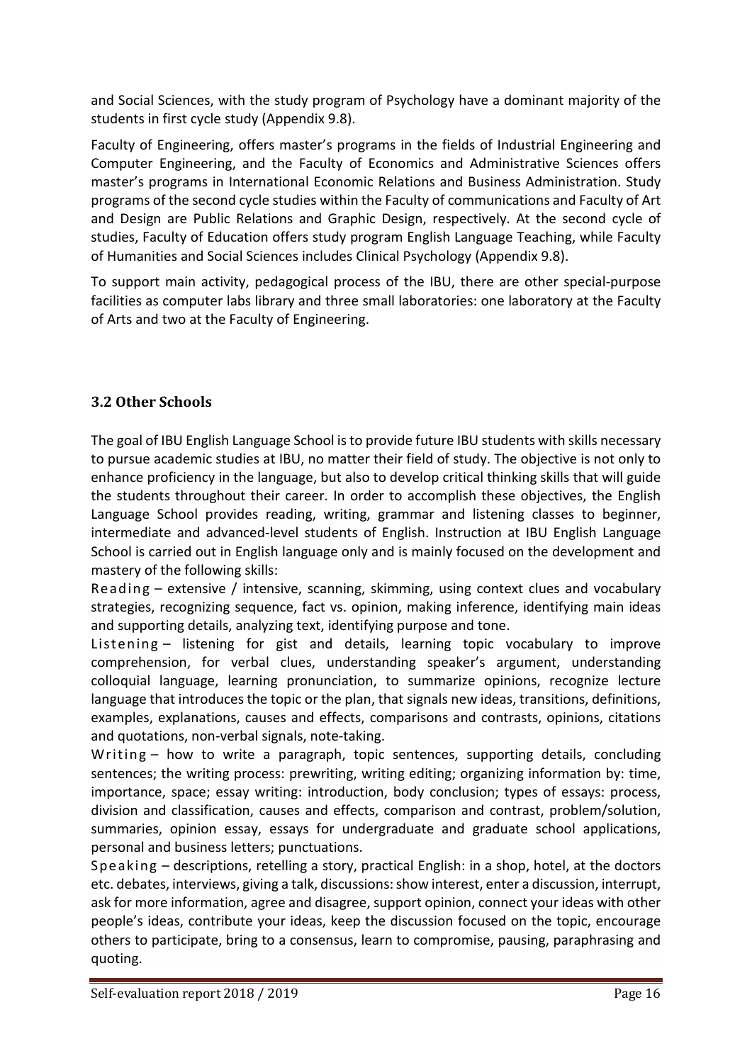and Social Sciences, with the study program of Psychology have a dominant majority of the students in first cycle study (Appendix 9.8).

Faculty of Engineering, offers master's programs in the fields of Industrial Engineering and Computer Engineering, and the Faculty of Economics and Administrative Sciences offers master's programs in International Economic Relations and Business Administration. Study programs of the second cycle studies within the Faculty of communications and Faculty of Art and Design are Public Relations and Graphic Design, respectively. At the second cycle of studies, Faculty of Education offers study program English Language Teaching, while Faculty of Humanities and Social Sciences includes Clinical Psychology (Appendix 9.8).

To support main activity, pedagogical process of the IBU, there are other special-purpose facilities as computer labs library and three small laboratories: one laboratory at the Faculty of Arts and two at the Faculty of Engineering.

### 3.2 Other Schools

The goal of IBU English Language School is to provide future IBU students with skills necessary to pursue academic studies at IBU, no matter their field of study. The objective is not only to enhance proficiency in the language, but also to develop critical thinking skills that will guide the students throughout their career. In order to accomplish these objectives, the English Language School provides reading, writing, grammar and listening classes to beginner, intermediate and advanced-level students of English. Instruction at IBU English Language School is carried out in English language only and is mainly focused on the development and mastery of the following skills:

Reading – extensive / intensive, scanning, skimming, using context clues and vocabulary strategies, recognizing sequence, fact vs. opinion, making inference, identifying main ideas and supporting details, analyzing text, identifying purpose and tone.

Listening – listening for gist and details, learning topic vocabulary to improve comprehension, for verbal clues, understanding speaker's argument, understanding colloquial language, learning pronunciation, to summarize opinions, recognize lecture language that introduces the topic or the plan, that signals new ideas, transitions, definitions, examples, explanations, causes and effects, comparisons and contrasts, opinions, citations and quotations, non-verbal signals, note-taking.

Writing – how to write a paragraph, topic sentences, supporting details, concluding sentences; the writing process: prewriting, writing editing; organizing information by: time, importance, space; essay writing: introduction, body conclusion; types of essays: process, division and classification, causes and effects, comparison and contrast, problem/solution, summaries, opinion essay, essays for undergraduate and graduate school applications, personal and business letters; punctuations.

Speaking – descriptions, retelling a story, practical English: in a shop, hotel, at the doctors etc. debates, interviews, giving a talk, discussions: show interest, enter a discussion, interrupt, ask for more information, agree and disagree, support opinion, connect your ideas with other people's ideas, contribute your ideas, keep the discussion focused on the topic, encourage others to participate, bring to a consensus, learn to compromise, pausing, paraphrasing and quoting.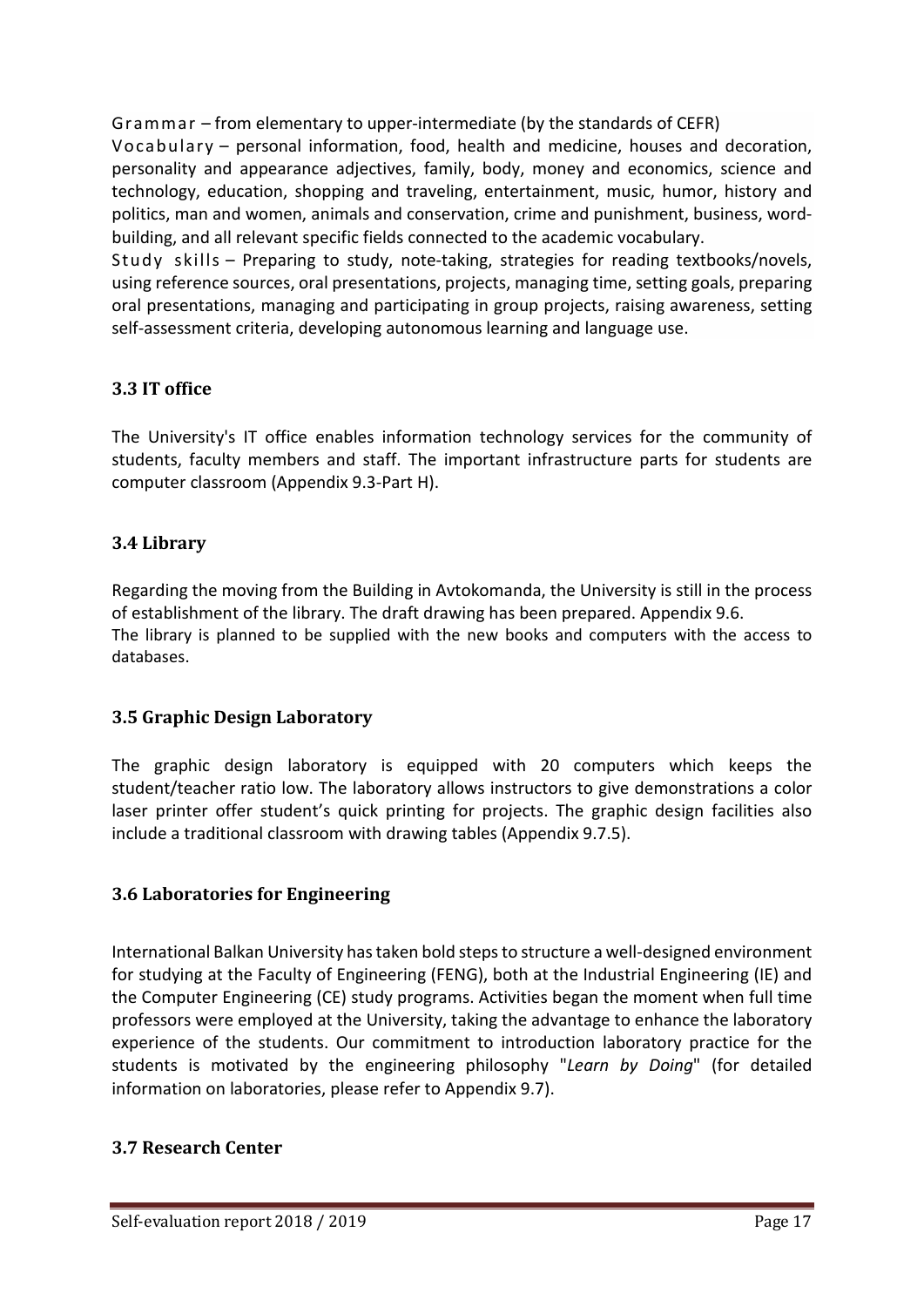Grammar – from elementary to upper-intermediate (by the standards of CEFR)

Vocabulary – personal information, food, health and medicine, houses and decoration, personality and appearance adjectives, family, body, money and economics, science and technology, education, shopping and traveling, entertainment, music, humor, history and politics, man and women, animals and conservation, crime and punishment, business, word-building, and all relevant specific fields connected to the academic vocabulary.

Study skills – Preparing to study, note-taking, strategies for reading textbooks/novels, using reference sources, oral presentations, projects, managing time, setting goals, preparing oral presentations, managing and participating in group projects, raising awareness, setting self-assessment criteria, developing autonomous learning and language use.

### 3.3 IT office

The University's IT office enables information technology services for the community of students, faculty members and staff. The important infrastructure parts for students are computer classroom (Appendix 9.3-Part H).

### 3.4 Library

Regarding the moving from the Building in Avtokomanda, the University is still in the process of establishment of the library. The draft drawing has been prepared. Appendix 9.6.
The library is planned to be supplied with the new books and computers with the access to databases.

### 3.5 Graphic Design Laboratory

The graphic design laboratory is equipped with 20 computers which keeps the student/teacher ratio low. The laboratory allows instructors to give demonstrations a color laser printer offer student's quick printing for projects. The graphic design facilities also include a traditional classroom with drawing tables (Appendix 9.7.5).

### 3.6 Laboratories for Engineering

International Balkan University has taken bold steps to structure a well-designed environment for studying at the Faculty of Engineering (FENG), both at the Industrial Engineering (IE) and the Computer Engineering (CE) study programs. Activities began the moment when full time professors were employed at the University, taking the advantage to enhance the laboratory experience of the students. Our commitment to introduction laboratory practice for the students is motivated by the engineering philosophy "*Learn by Doing*" (for detailed information on laboratories, please refer to Appendix 9.7).

### 3.7 Research Center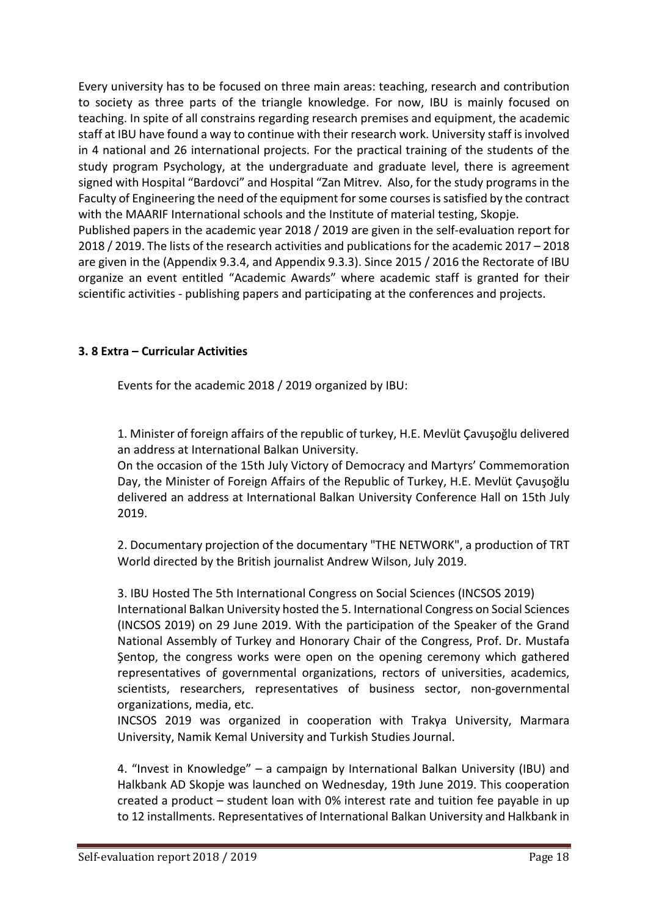Every university has to be focused on three main areas: teaching, research and contribution to society as three parts of the triangle knowledge. For now, IBU is mainly focused on teaching. In spite of all constrains regarding research premises and equipment, the academic staff at IBU have found a way to continue with their research work. University staff is involved in 4 national and 26 international projects. For the practical training of the students of the study program Psychology, at the undergraduate and graduate level, there is agreement signed with Hospital "Bardovci" and Hospital "Zan Mitrev. Also, for the study programs in the Faculty of Engineering the need of the equipment for some courses is satisfied by the contract with the MAARIF International schools and the Institute of material testing, Skopje.
Published papers in the academic year 2018 / 2019 are given in the self-evaluation report for 2018 / 2019. The lists of the research activities and publications for the academic 2017 – 2018 are given in the (Appendix 9.3.4, and Appendix 9.3.3). Since 2015 / 2016 the Rectorate of IBU organize an event entitled "Academic Awards" where academic staff is granted for their scientific activities - publishing papers and participating at the conferences and projects.

### 3. 8 Extra – Curricular Activities

Events for the academic 2018 / 2019 organized by IBU:

1. Minister of foreign affairs of the republic of turkey, H.E. Mevlüt Çavuşoğlu delivered an address at International Balkan University.
On the occasion of the 15th July Victory of Democracy and Martyrs' Commemoration Day, the Minister of Foreign Affairs of the Republic of Turkey, H.E. Mevlüt Çavuşoğlu delivered an address at International Balkan University Conference Hall on 15th July 2019.

2. Documentary projection of the documentary "THE NETWORK", a production of TRT World directed by the British journalist Andrew Wilson, July 2019.

3. IBU Hosted The 5th International Congress on Social Sciences (INCSOS 2019)
International Balkan University hosted the 5. International Congress on Social Sciences (INCSOS 2019) on 29 June 2019. With the participation of the Speaker of the Grand National Assembly of Turkey and Honorary Chair of the Congress, Prof. Dr. Mustafa Şentop, the congress works were open on the opening ceremony which gathered representatives of governmental organizations, rectors of universities, academics, scientists, researchers, representatives of business sector, non-governmental organizations, media, etc.
INCSOS 2019 was organized in cooperation with Trakya University, Marmara University, Namik Kemal University and Turkish Studies Journal.

4. "Invest in Knowledge" – a campaign by International Balkan University (IBU) and Halkbank AD Skopje was launched on Wednesday, 19th June 2019. This cooperation created a product – student loan with 0% interest rate and tuition fee payable in up to 12 installments. Representatives of International Balkan University and Halkbank in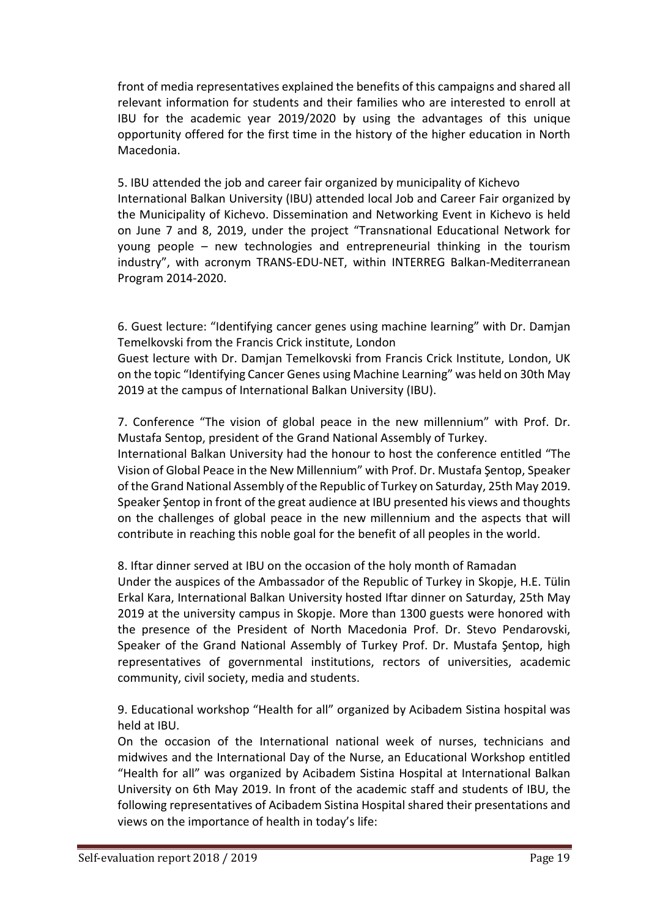front of media representatives explained the benefits of this campaigns and shared all relevant information for students and their families who are interested to enroll at IBU for the academic year 2019/2020 by using the advantages of this unique opportunity offered for the first time in the history of the higher education in North Macedonia.

5. IBU attended the job and career fair organized by municipality of Kichevo
International Balkan University (IBU) attended local Job and Career Fair organized by the Municipality of Kichevo. Dissemination and Networking Event in Kichevo is held on June 7 and 8, 2019, under the project "Transnational Educational Network for young people – new technologies and entrepreneurial thinking in the tourism industry", with acronym TRANS-EDU-NET, within INTERREG Balkan-Mediterranean Program 2014-2020.

6. Guest lecture: "Identifying cancer genes using machine learning" with Dr. Damjan Temelkovski from the Francis Crick institute, London
Guest lecture with Dr. Damjan Temelkovski from Francis Crick Institute, London, UK on the topic "Identifying Cancer Genes using Machine Learning" was held on 30th May 2019 at the campus of International Balkan University (IBU).

7. Conference "The vision of global peace in the new millennium" with Prof. Dr. Mustafa Sentop, president of the Grand National Assembly of Turkey.
International Balkan University had the honour to host the conference entitled "The Vision of Global Peace in the New Millennium" with Prof. Dr. Mustafa Şentop, Speaker of the Grand National Assembly of the Republic of Turkey on Saturday, 25th May 2019. Speaker Şentop in front of the great audience at IBU presented his views and thoughts on the challenges of global peace in the new millennium and the aspects that will contribute in reaching this noble goal for the benefit of all peoples in the world.

8. Iftar dinner served at IBU on the occasion of the holy month of Ramadan
Under the auspices of the Ambassador of the Republic of Turkey in Skopje, H.E. Tülin Erkal Kara, International Balkan University hosted Iftar dinner on Saturday, 25th May 2019 at the university campus in Skopje. More than 1300 guests were honored with the presence of the President of North Macedonia Prof. Dr. Stevo Pendarovski, Speaker of the Grand National Assembly of Turkey Prof. Dr. Mustafa Şentop, high representatives of governmental institutions, rectors of universities, academic community, civil society, media and students.

9. Educational workshop "Health for all" organized by Acibadem Sistina hospital was held at IBU.
On the occasion of the International national week of nurses, technicians and midwives and the International Day of the Nurse, an Educational Workshop entitled "Health for all" was organized by Acibadem Sistina Hospital at International Balkan University on 6th May 2019. In front of the academic staff and students of IBU, the following representatives of Acibadem Sistina Hospital shared their presentations and views on the importance of health in today's life: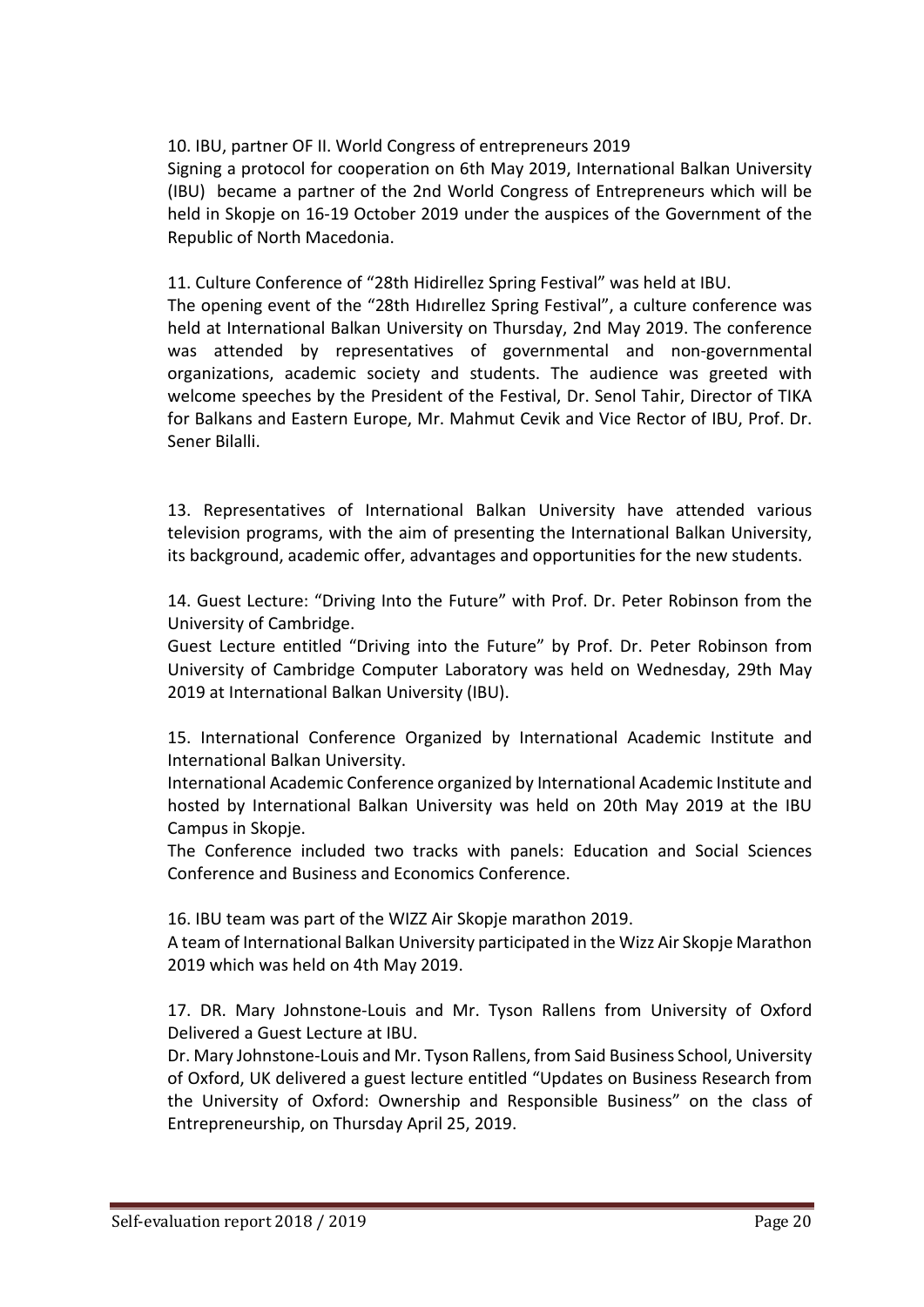10. IBU, partner OF II. World Congress of entrepreneurs 2019

Signing a protocol for cooperation on 6th May 2019, International Balkan University (IBU) became a partner of the 2nd World Congress of Entrepreneurs which will be held in Skopje on 16-19 October 2019 under the auspices of the Government of the Republic of North Macedonia.

11. Culture Conference of "28th Hidirellez Spring Festival" was held at IBU.

The opening event of the "28th Hıdırellez Spring Festival", a culture conference was held at International Balkan University on Thursday, 2nd May 2019. The conference was attended by representatives of governmental and non-governmental organizations, academic society and students. The audience was greeted with welcome speeches by the President of the Festival, Dr. Senol Tahir, Director of TIKA for Balkans and Eastern Europe, Mr. Mahmut Cevik and Vice Rector of IBU, Prof. Dr. Sener Bilalli.

13. Representatives of International Balkan University have attended various television programs, with the aim of presenting the International Balkan University, its background, academic offer, advantages and opportunities for the new students.

14. Guest Lecture: "Driving Into the Future" with Prof. Dr. Peter Robinson from the University of Cambridge.

Guest Lecture entitled "Driving into the Future" by Prof. Dr. Peter Robinson from University of Cambridge Computer Laboratory was held on Wednesday, 29th May 2019 at International Balkan University (IBU).

15. International Conference Organized by International Academic Institute and International Balkan University.

International Academic Conference organized by International Academic Institute and hosted by International Balkan University was held on 20th May 2019 at the IBU Campus in Skopje.

The Conference included two tracks with panels: Education and Social Sciences Conference and Business and Economics Conference.

16. IBU team was part of the WIZZ Air Skopje marathon 2019.

A team of International Balkan University participated in the Wizz Air Skopje Marathon 2019 which was held on 4th May 2019.

17. DR. Mary Johnstone-Louis and Mr. Tyson Rallens from University of Oxford Delivered a Guest Lecture at IBU.

Dr. Mary Johnstone-Louis and Mr. Tyson Rallens, from Said Business School, University of Oxford, UK delivered a guest lecture entitled "Updates on Business Research from the University of Oxford: Ownership and Responsible Business" on the class of Entrepreneurship, on Thursday April 25, 2019.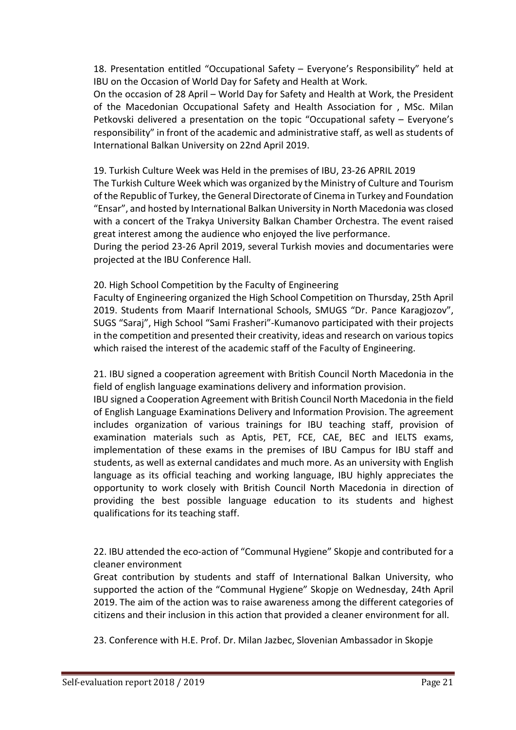18. Presentation entitled "Occupational Safety – Everyone's Responsibility" held at IBU on the Occasion of World Day for Safety and Health at Work.

On the occasion of 28 April – World Day for Safety and Health at Work, the President of the Macedonian Occupational Safety and Health Association for , MSc. Milan Petkovski delivered a presentation on the topic "Occupational safety – Everyone's responsibility" in front of the academic and administrative staff, as well as students of International Balkan University on 22nd April 2019.

19. Turkish Culture Week was Held in the premises of IBU, 23-26 APRIL 2019

The Turkish Culture Week which was organized by the Ministry of Culture and Tourism of the Republic of Turkey, the General Directorate of Cinema in Turkey and Foundation "Ensar", and hosted by International Balkan University in North Macedonia was closed with a concert of the Trakya University Balkan Chamber Orchestra. The event raised great interest among the audience who enjoyed the live performance.

During the period 23-26 April 2019, several Turkish movies and documentaries were projected at the IBU Conference Hall.

20. High School Competition by the Faculty of Engineering

Faculty of Engineering organized the High School Competition on Thursday, 25th April 2019. Students from Maarif International Schools, SMUGS "Dr. Pance Karagjozov", SUGS "Saraj", High School "Sami Frasheri"-Kumanovo participated with their projects in the competition and presented their creativity, ideas and research on various topics which raised the interest of the academic staff of the Faculty of Engineering.

21. IBU signed a cooperation agreement with British Council North Macedonia in the field of english language examinations delivery and information provision.

IBU signed a Cooperation Agreement with British Council North Macedonia in the field of English Language Examinations Delivery and Information Provision. The agreement includes organization of various trainings for IBU teaching staff, provision of examination materials such as Aptis, PET, FCE, CAE, BEC and IELTS exams, implementation of these exams in the premises of IBU Campus for IBU staff and students, as well as external candidates and much more. As an university with English language as its official teaching and working language, IBU highly appreciates the opportunity to work closely with British Council North Macedonia in direction of providing the best possible language education to its students and highest qualifications for its teaching staff.

22. IBU attended the eco-action of "Communal Hygiene" Skopje and contributed for a cleaner environment

Great contribution by students and staff of International Balkan University, who supported the action of the "Communal Hygiene" Skopje on Wednesday, 24th April 2019. The aim of the action was to raise awareness among the different categories of citizens and their inclusion in this action that provided a cleaner environment for all.

23. Conference with H.E. Prof. Dr. Milan Jazbec, Slovenian Ambassador in Skopje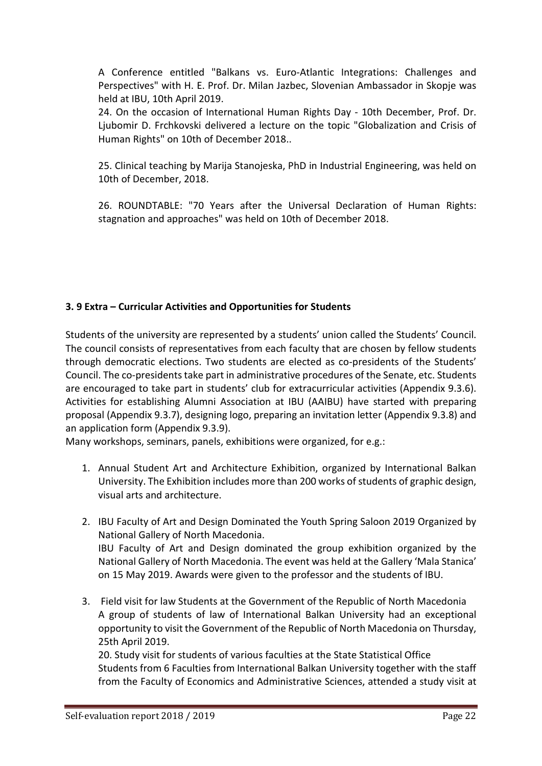A Conference entitled "Balkans vs. Euro-Atlantic Integrations: Challenges and Perspectives" with H. E. Prof. Dr. Milan Jazbec, Slovenian Ambassador in Skopje was held at IBU, 10th April 2019.

24. On the occasion of International Human Rights Day - 10th December, Prof. Dr. Ljubomir D. Frchkovski delivered a lecture on the topic "Globalization and Crisis of Human Rights" on 10th of December 2018..

25. Clinical teaching by Marija Stanojeska, PhD in Industrial Engineering, was held on 10th of December, 2018.

26. ROUNDTABLE: "70 Years after the Universal Declaration of Human Rights: stagnation and approaches" was held on 10th of December 2018.

### 3. 9 Extra – Curricular Activities and Opportunities for Students

Students of the university are represented by a students' union called the Students' Council. The council consists of representatives from each faculty that are chosen by fellow students through democratic elections. Two students are elected as co-presidents of the Students' Council. The co-presidents take part in administrative procedures of the Senate, etc. Students are encouraged to take part in students' club for extracurricular activities (Appendix 9.3.6). Activities for establishing Alumni Association at IBU (AAIBU) have started with preparing proposal (Appendix 9.3.7), designing logo, preparing an invitation letter (Appendix 9.3.8) and an application form (Appendix 9.3.9).

Many workshops, seminars, panels, exhibitions were organized, for e.g.:

1. Annual Student Art and Architecture Exhibition, organized by International Balkan University. The Exhibition includes more than 200 works of students of graphic design, visual arts and architecture.

2. IBU Faculty of Art and Design Dominated the Youth Spring Saloon 2019 Organized by National Gallery of North Macedonia.
   IBU Faculty of Art and Design dominated the group exhibition organized by the National Gallery of North Macedonia. The event was held at the Gallery 'Mala Stanica' on 15 May 2019. Awards were given to the professor and the students of IBU.

3. Field visit for law Students at the Government of the Republic of North Macedonia
   A group of students of law of International Balkan University had an exceptional opportunity to visit the Government of the Republic of North Macedonia on Thursday, 25th April 2019.
   20. Study visit for students of various faculties at the State Statistical Office
   Students from 6 Faculties from International Balkan University together with the staff from the Faculty of Economics and Administrative Sciences, attended a study visit at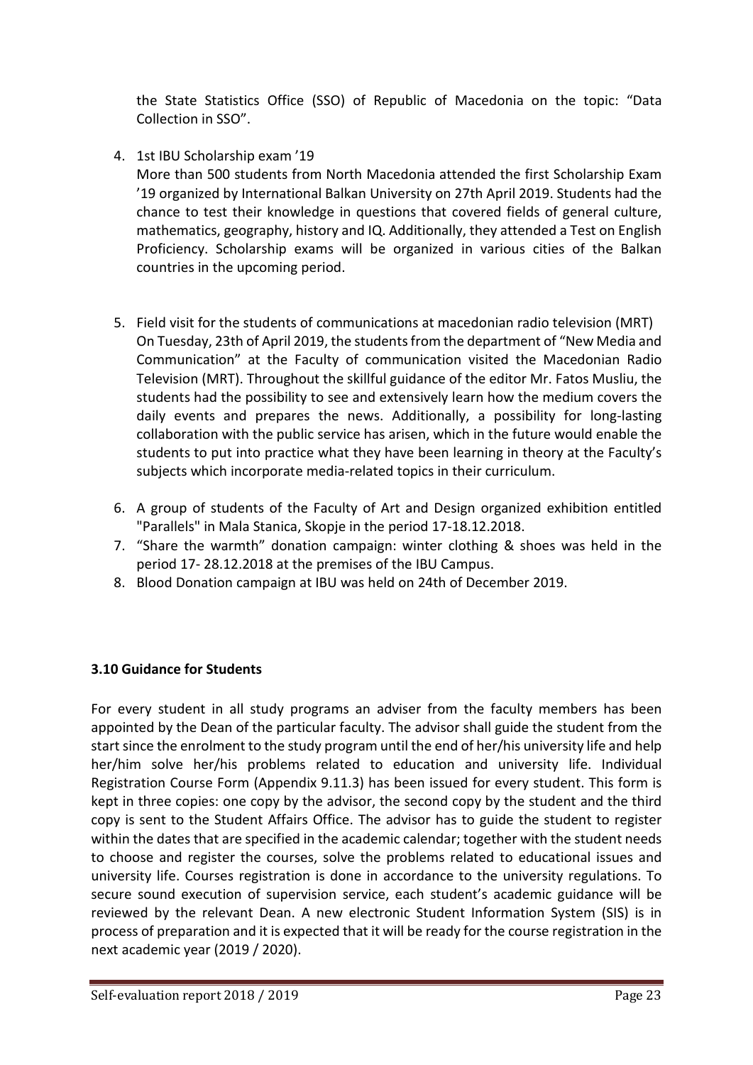the State Statistics Office (SSO) of Republic of Macedonia on the topic: "Data Collection in SSO".

4. 1st IBU Scholarship exam '19
   More than 500 students from North Macedonia attended the first Scholarship Exam '19 organized by International Balkan University on 27th April 2019. Students had the chance to test their knowledge in questions that covered fields of general culture, mathematics, geography, history and IQ. Additionally, they attended a Test on English Proficiency. Scholarship exams will be organized in various cities of the Balkan countries in the upcoming period.

5. Field visit for the students of communications at macedonian radio television (MRT)
   On Tuesday, 23th of April 2019, the students from the department of "New Media and Communication" at the Faculty of communication visited the Macedonian Radio Television (MRT). Throughout the skillful guidance of the editor Mr. Fatos Musliu, the students had the possibility to see and extensively learn how the medium covers the daily events and prepares the news. Additionally, a possibility for long-lasting collaboration with the public service has arisen, which in the future would enable the students to put into practice what they have been learning in theory at the Faculty's subjects which incorporate media-related topics in their curriculum.

6. A group of students of the Faculty of Art and Design organized exhibition entitled "Parallels" in Mala Stanica, Skopje in the period 17-18.12.2018.
7. "Share the warmth" donation campaign: winter clothing & shoes was held in the period 17- 28.12.2018 at the premises of the IBU Campus.
8. Blood Donation campaign at IBU was held on 24th of December 2019.

### 3.10 Guidance for Students

For every student in all study programs an adviser from the faculty members has been appointed by the Dean of the particular faculty. The advisor shall guide the student from the start since the enrolment to the study program until the end of her/his university life and help her/him solve her/his problems related to education and university life. Individual Registration Course Form (Appendix 9.11.3) has been issued for every student. This form is kept in three copies: one copy by the advisor, the second copy by the student and the third copy is sent to the Student Affairs Office. The advisor has to guide the student to register within the dates that are specified in the academic calendar; together with the student needs to choose and register the courses, solve the problems related to educational issues and university life. Courses registration is done in accordance to the university regulations. To secure sound execution of supervision service, each student's academic guidance will be reviewed by the relevant Dean. A new electronic Student Information System (SIS) is in process of preparation and it is expected that it will be ready for the course registration in the next academic year (2019 / 2020).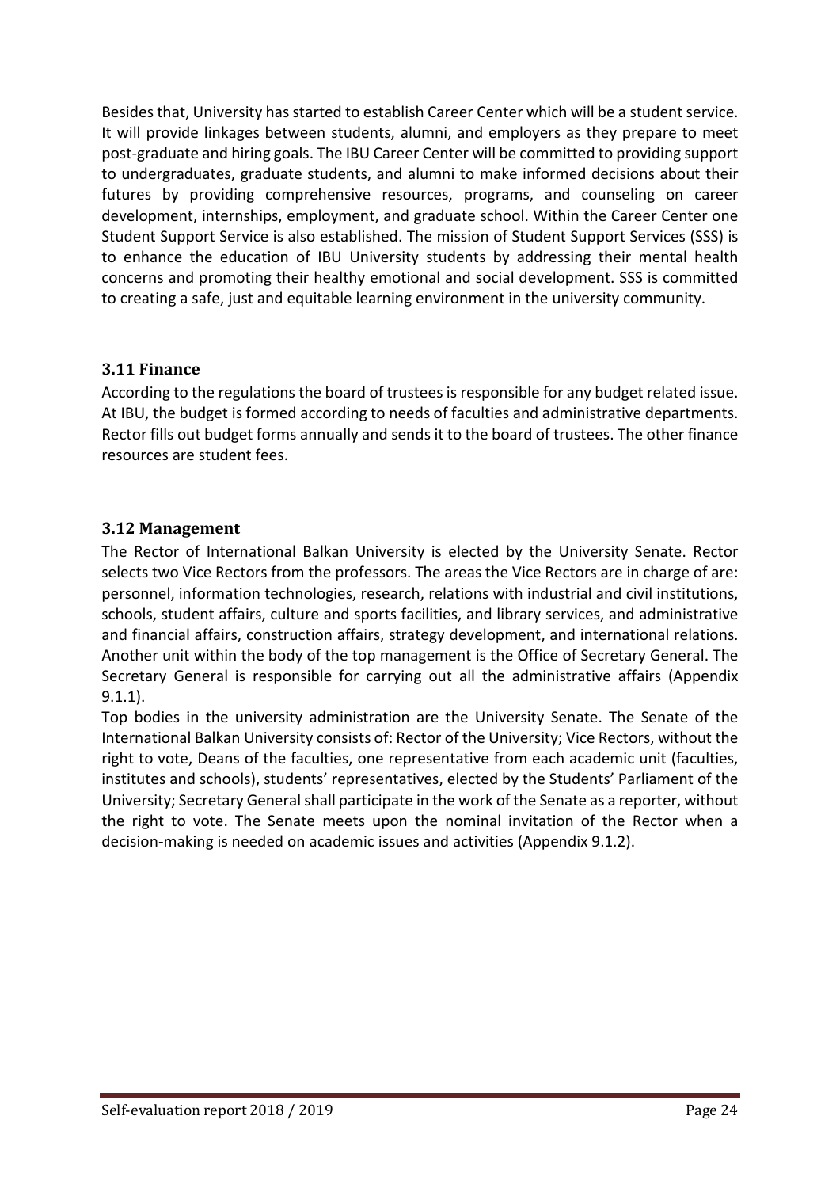Besides that, University has started to establish Career Center which will be a student service. It will provide linkages between students, alumni, and employers as they prepare to meet post-graduate and hiring goals. The IBU Career Center will be committed to providing support to undergraduates, graduate students, and alumni to make informed decisions about their futures by providing comprehensive resources, programs, and counseling on career development, internships, employment, and graduate school. Within the Career Center one Student Support Service is also established. The mission of Student Support Services (SSS) is to enhance the education of IBU University students by addressing their mental health concerns and promoting their healthy emotional and social development. SSS is committed to creating a safe, just and equitable learning environment in the university community.

### 3.11 Finance

According to the regulations the board of trustees is responsible for any budget related issue. At IBU, the budget is formed according to needs of faculties and administrative departments. Rector fills out budget forms annually and sends it to the board of trustees. The other finance resources are student fees.

### 3.12 Management

The Rector of International Balkan University is elected by the University Senate. Rector selects two Vice Rectors from the professors. The areas the Vice Rectors are in charge of are: personnel, information technologies, research, relations with industrial and civil institutions, schools, student affairs, culture and sports facilities, and library services, and administrative and financial affairs, construction affairs, strategy development, and international relations. Another unit within the body of the top management is the Office of Secretary General. The Secretary General is responsible for carrying out all the administrative affairs (Appendix 9.1.1).

Top bodies in the university administration are the University Senate. The Senate of the International Balkan University consists of: Rector of the University; Vice Rectors, without the right to vote, Deans of the faculties, one representative from each academic unit (faculties, institutes and schools), students' representatives, elected by the Students' Parliament of the University; Secretary General shall participate in the work of the Senate as a reporter, without the right to vote. The Senate meets upon the nominal invitation of the Rector when a decision-making is needed on academic issues and activities (Appendix 9.1.2).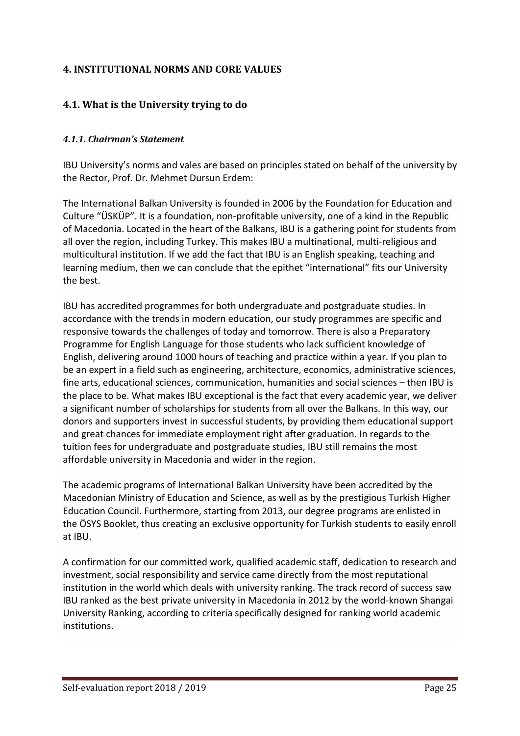## 4. INSTITUTIONAL NORMS AND CORE VALUES

### 4.1. What is the University trying to do

#### *4.1.1. Chairman's Statement*

IBU University's norms and vales are based on principles stated on behalf of the university by the Rector, Prof. Dr. Mehmet Dursun Erdem:

The International Balkan University is founded in 2006 by the Foundation for Education and Culture "ÜSKÜP". It is a foundation, non-profitable university, one of a kind in the Republic of Macedonia. Located in the heart of the Balkans, IBU is a gathering point for students from all over the region, including Turkey. This makes IBU a multinational, multi-religious and multicultural institution. If we add the fact that IBU is an English speaking, teaching and learning medium, then we can conclude that the epithet "international" fits our University the best.

IBU has accredited programmes for both undergraduate and postgraduate studies. In accordance with the trends in modern education, our study programmes are specific and responsive towards the challenges of today and tomorrow. There is also a Preparatory Programme for English Language for those students who lack sufficient knowledge of English, delivering around 1000 hours of teaching and practice within a year. If you plan to be an expert in a field such as engineering, architecture, economics, administrative sciences, fine arts, educational sciences, communication, humanities and social sciences – then IBU is the place to be. What makes IBU exceptional is the fact that every academic year, we deliver a significant number of scholarships for students from all over the Balkans. In this way, our donors and supporters invest in successful students, by providing them educational support and great chances for immediate employment right after graduation. In regards to the tuition fees for undergraduate and postgraduate studies, IBU still remains the most affordable university in Macedonia and wider in the region.

The academic programs of International Balkan University have been accredited by the Macedonian Ministry of Education and Science, as well as by the prestigious Turkish Higher Education Council. Furthermore, starting from 2013, our degree programs are enlisted in the ÖSYS Booklet, thus creating an exclusive opportunity for Turkish students to easily enroll at IBU.

A confirmation for our committed work, qualified academic staff, dedication to research and investment, social responsibility and service came directly from the most reputational institution in the world which deals with university ranking. The track record of success saw IBU ranked as the best private university in Macedonia in 2012 by the world-known Shangai University Ranking, according to criteria specifically designed for ranking world academic institutions.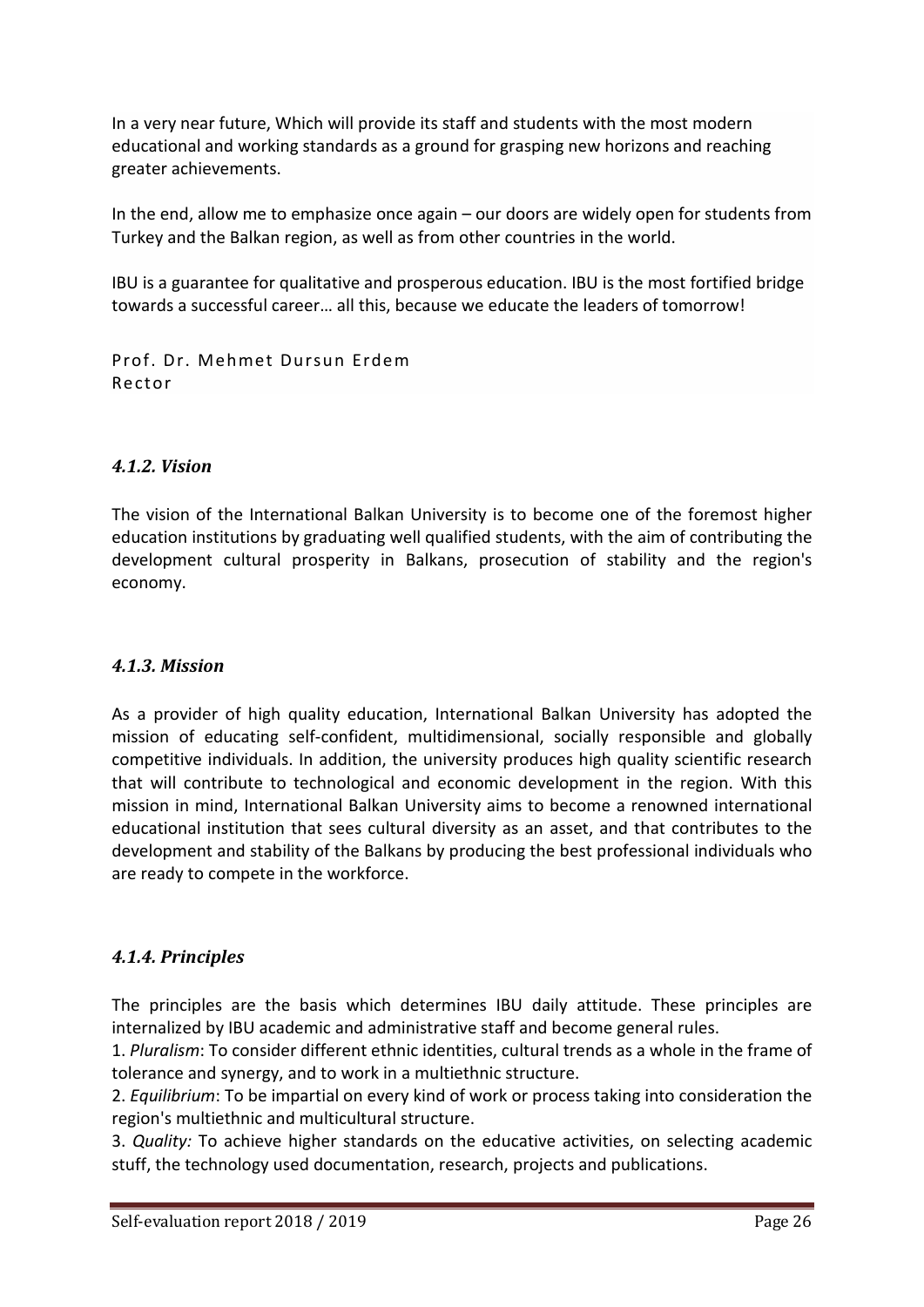In a very near future, Which will provide its staff and students with the most modern educational and working standards as a ground for grasping new horizons and reaching greater achievements.

In the end, allow me to emphasize once again – our doors are widely open for students from Turkey and the Balkan region, as well as from other countries in the world.

IBU is a guarantee for qualitative and prosperous education. IBU is the most fortified bridge towards a successful career… all this, because we educate the leaders of tomorrow!

Prof. Dr. Mehmet Dursun Erdem
Rector

### *4.1.2. Vision*

The vision of the International Balkan University is to become one of the foremost higher education institutions by graduating well qualified students, with the aim of contributing the development cultural prosperity in Balkans, prosecution of stability and the region's economy.

### *4.1.3. Mission*

As a provider of high quality education, International Balkan University has adopted the mission of educating self-confident, multidimensional, socially responsible and globally competitive individuals. In addition, the university produces high quality scientific research that will contribute to technological and economic development in the region. With this mission in mind, International Balkan University aims to become a renowned international educational institution that sees cultural diversity as an asset, and that contributes to the development and stability of the Balkans by producing the best professional individuals who are ready to compete in the workforce.

### *4.1.4. Principles*

The principles are the basis which determines IBU daily attitude. These principles are internalized by IBU academic and administrative staff and become general rules.

1. *Pluralism*: To consider different ethnic identities, cultural trends as a whole in the frame of tolerance and synergy, and to work in a multiethnic structure.
2. *Equilibrium*: To be impartial on every kind of work or process taking into consideration the region's multiethnic and multicultural structure.
3. *Quality:* To achieve higher standards on the educative activities, on selecting academic stuff, the technology used documentation, research, projects and publications.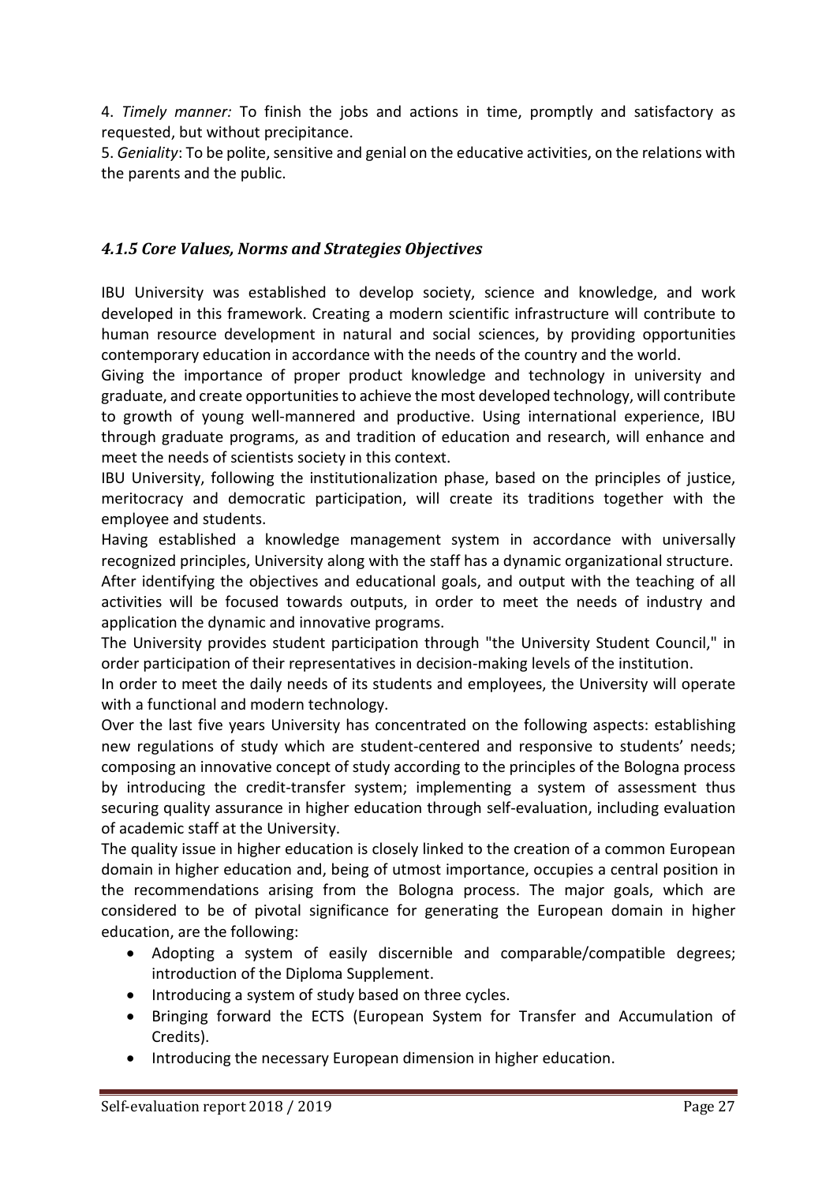4. *Timely manner:* To finish the jobs and actions in time, promptly and satisfactory as requested, but without precipitance.

5. *Geniality*: To be polite, sensitive and genial on the educative activities, on the relations with the parents and the public.

### *4.1.5 Core Values, Norms and Strategies Objectives*

IBU University was established to develop society, science and knowledge, and work developed in this framework. Creating a modern scientific infrastructure will contribute to human resource development in natural and social sciences, by providing opportunities contemporary education in accordance with the needs of the country and the world.

Giving the importance of proper product knowledge and technology in university and graduate, and create opportunities to achieve the most developed technology, will contribute to growth of young well-mannered and productive. Using international experience, IBU through graduate programs, as and tradition of education and research, will enhance and meet the needs of scientists society in this context.

IBU University, following the institutionalization phase, based on the principles of justice, meritocracy and democratic participation, will create its traditions together with the employee and students.

Having established a knowledge management system in accordance with universally recognized principles, University along with the staff has a dynamic organizational structure.

After identifying the objectives and educational goals, and output with the teaching of all activities will be focused towards outputs, in order to meet the needs of industry and application the dynamic and innovative programs.

The University provides student participation through "the University Student Council," in order participation of their representatives in decision-making levels of the institution.

In order to meet the daily needs of its students and employees, the University will operate with a functional and modern technology.

Over the last five years University has concentrated on the following aspects: establishing new regulations of study which are student-centered and responsive to students' needs; composing an innovative concept of study according to the principles of the Bologna process by introducing the credit-transfer system; implementing a system of assessment thus securing quality assurance in higher education through self-evaluation, including evaluation of academic staff at the University.

The quality issue in higher education is closely linked to the creation of a common European domain in higher education and, being of utmost importance, occupies a central position in the recommendations arising from the Bologna process. The major goals, which are considered to be of pivotal significance for generating the European domain in higher education, are the following:

- Adopting a system of easily discernible and comparable/compatible degrees; introduction of the Diploma Supplement.
- Introducing a system of study based on three cycles.
- Bringing forward the ECTS (European System for Transfer and Accumulation of Credits).
- Introducing the necessary European dimension in higher education.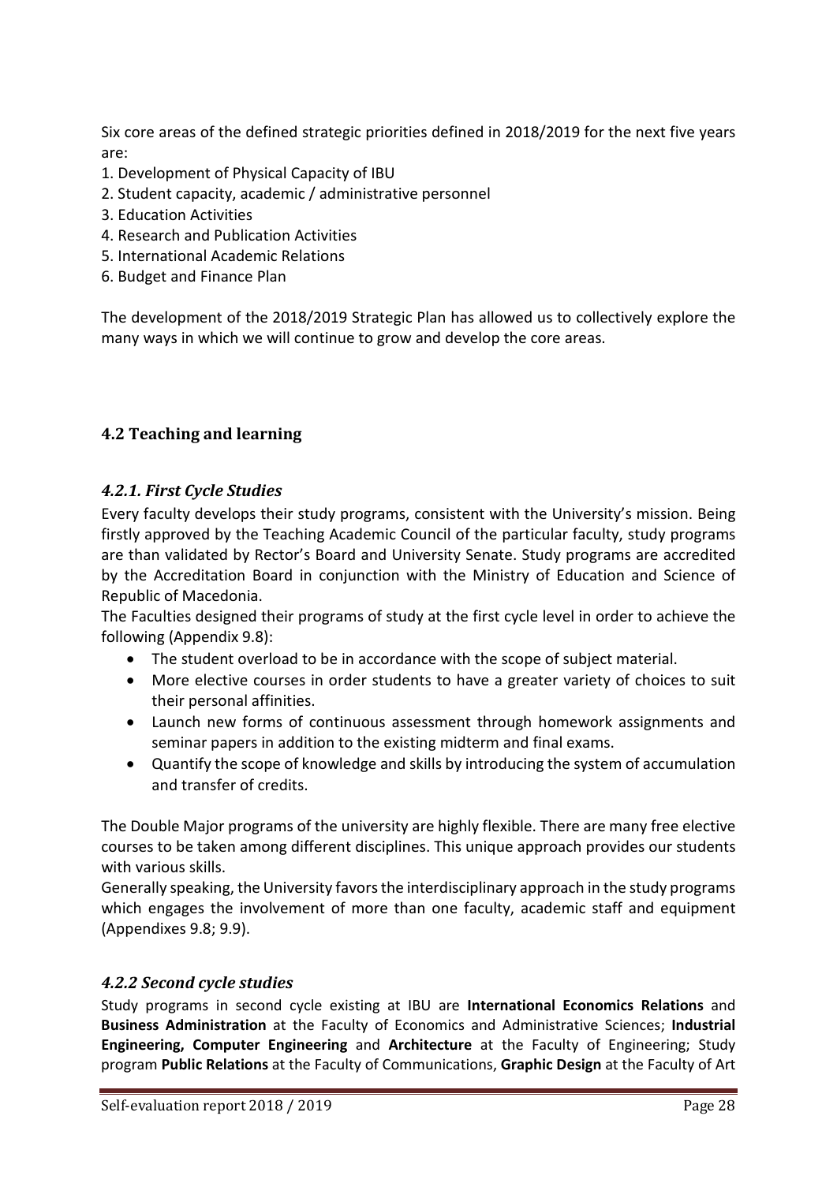Six core areas of the defined strategic priorities defined in 2018/2019 for the next five years are:

1. Development of Physical Capacity of IBU
2. Student capacity, academic / administrative personnel
3. Education Activities
4. Research and Publication Activities
5. International Academic Relations
6. Budget and Finance Plan

The development of the 2018/2019 Strategic Plan has allowed us to collectively explore the many ways in which we will continue to grow and develop the core areas.

## 4.2 Teaching and learning

### *4.2.1. First Cycle Studies*

Every faculty develops their study programs, consistent with the University's mission. Being firstly approved by the Teaching Academic Council of the particular faculty, study programs are than validated by Rector's Board and University Senate. Study programs are accredited by the Accreditation Board in conjunction with the Ministry of Education and Science of Republic of Macedonia.

The Faculties designed their programs of study at the first cycle level in order to achieve the following (Appendix 9.8):

- The student overload to be in accordance with the scope of subject material.
- More elective courses in order students to have a greater variety of choices to suit their personal affinities.
- Launch new forms of continuous assessment through homework assignments and seminar papers in addition to the existing midterm and final exams.
- Quantify the scope of knowledge and skills by introducing the system of accumulation and transfer of credits.

The Double Major programs of the university are highly flexible. There are many free elective courses to be taken among different disciplines. This unique approach provides our students with various skills.

Generally speaking, the University favors the interdisciplinary approach in the study programs which engages the involvement of more than one faculty, academic staff and equipment (Appendixes 9.8; 9.9).

### *4.2.2 Second cycle studies*

Study programs in second cycle existing at IBU are **International Economics Relations** and **Business Administration** at the Faculty of Economics and Administrative Sciences; **Industrial Engineering, Computer Engineering** and **Architecture** at the Faculty of Engineering; Study program **Public Relations** at the Faculty of Communications, **Graphic Design** at the Faculty of Art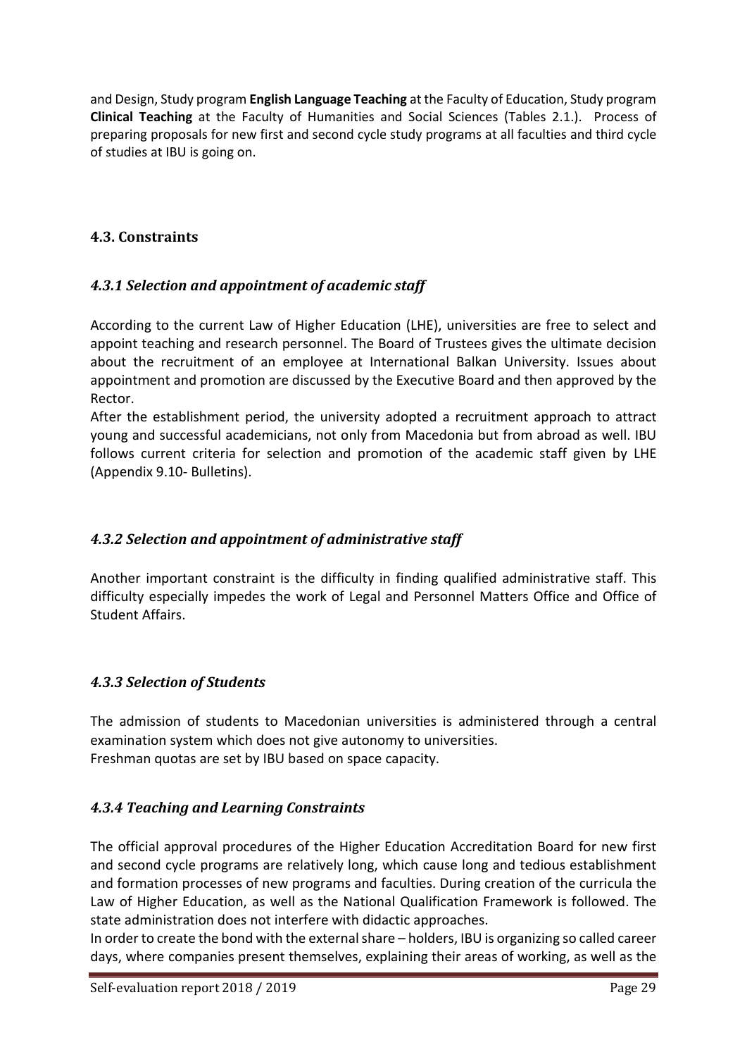and Design, Study program **English Language Teaching** at the Faculty of Education, Study program **Clinical Teaching** at the Faculty of Humanities and Social Sciences (Tables 2.1.). Process of preparing proposals for new first and second cycle study programs at all faculties and third cycle of studies at IBU is going on.

## 4.3. Constraints

### *4.3.1 Selection and appointment of academic staff*

According to the current Law of Higher Education (LHE), universities are free to select and appoint teaching and research personnel. The Board of Trustees gives the ultimate decision about the recruitment of an employee at International Balkan University. Issues about appointment and promotion are discussed by the Executive Board and then approved by the Rector.

After the establishment period, the university adopted a recruitment approach to attract young and successful academicians, not only from Macedonia but from abroad as well. IBU follows current criteria for selection and promotion of the academic staff given by LHE (Appendix 9.10- Bulletins).

### *4.3.2 Selection and appointment of administrative staff*

Another important constraint is the difficulty in finding qualified administrative staff. This difficulty especially impedes the work of Legal and Personnel Matters Office and Office of Student Affairs.

### *4.3.3 Selection of Students*

The admission of students to Macedonian universities is administered through a central examination system which does not give autonomy to universities.
Freshman quotas are set by IBU based on space capacity.

### *4.3.4 Teaching and Learning Constraints*

The official approval procedures of the Higher Education Accreditation Board for new first and second cycle programs are relatively long, which cause long and tedious establishment and formation processes of new programs and faculties. During creation of the curricula the Law of Higher Education, as well as the National Qualification Framework is followed. The state administration does not interfere with didactic approaches.

In order to create the bond with the external share – holders, IBU is organizing so called career days, where companies present themselves, explaining their areas of working, as well as the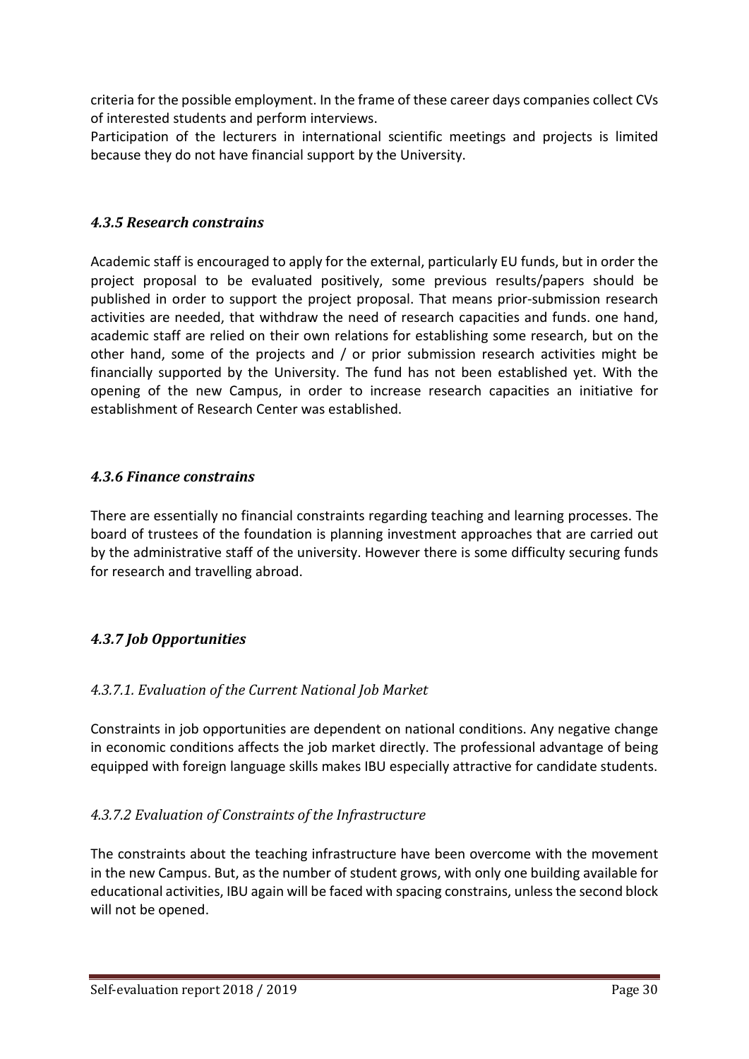criteria for the possible employment. In the frame of these career days companies collect CVs of interested students and perform interviews.

Participation of the lecturers in international scientific meetings and projects is limited because they do not have financial support by the University.

### *4.3.5 Research constrains*

Academic staff is encouraged to apply for the external, particularly EU funds, but in order the project proposal to be evaluated positively, some previous results/papers should be published in order to support the project proposal. That means prior-submission research activities are needed, that withdraw the need of research capacities and funds. one hand, academic staff are relied on their own relations for establishing some research, but on the other hand, some of the projects and / or prior submission research activities might be financially supported by the University. The fund has not been established yet. With the opening of the new Campus, in order to increase research capacities an initiative for establishment of Research Center was established.

### *4.3.6 Finance constrains*

There are essentially no financial constraints regarding teaching and learning processes. The board of trustees of the foundation is planning investment approaches that are carried out by the administrative staff of the university. However there is some difficulty securing funds for research and travelling abroad.

### *4.3.7 Job Opportunities*

#### *4.3.7.1. Evaluation of the Current National Job Market*

Constraints in job opportunities are dependent on national conditions. Any negative change in economic conditions affects the job market directly. The professional advantage of being equipped with foreign language skills makes IBU especially attractive for candidate students.

#### *4.3.7.2 Evaluation of Constraints of the Infrastructure*

The constraints about the teaching infrastructure have been overcome with the movement in the new Campus. But, as the number of student grows, with only one building available for educational activities, IBU again will be faced with spacing constrains, unless the second block will not be opened.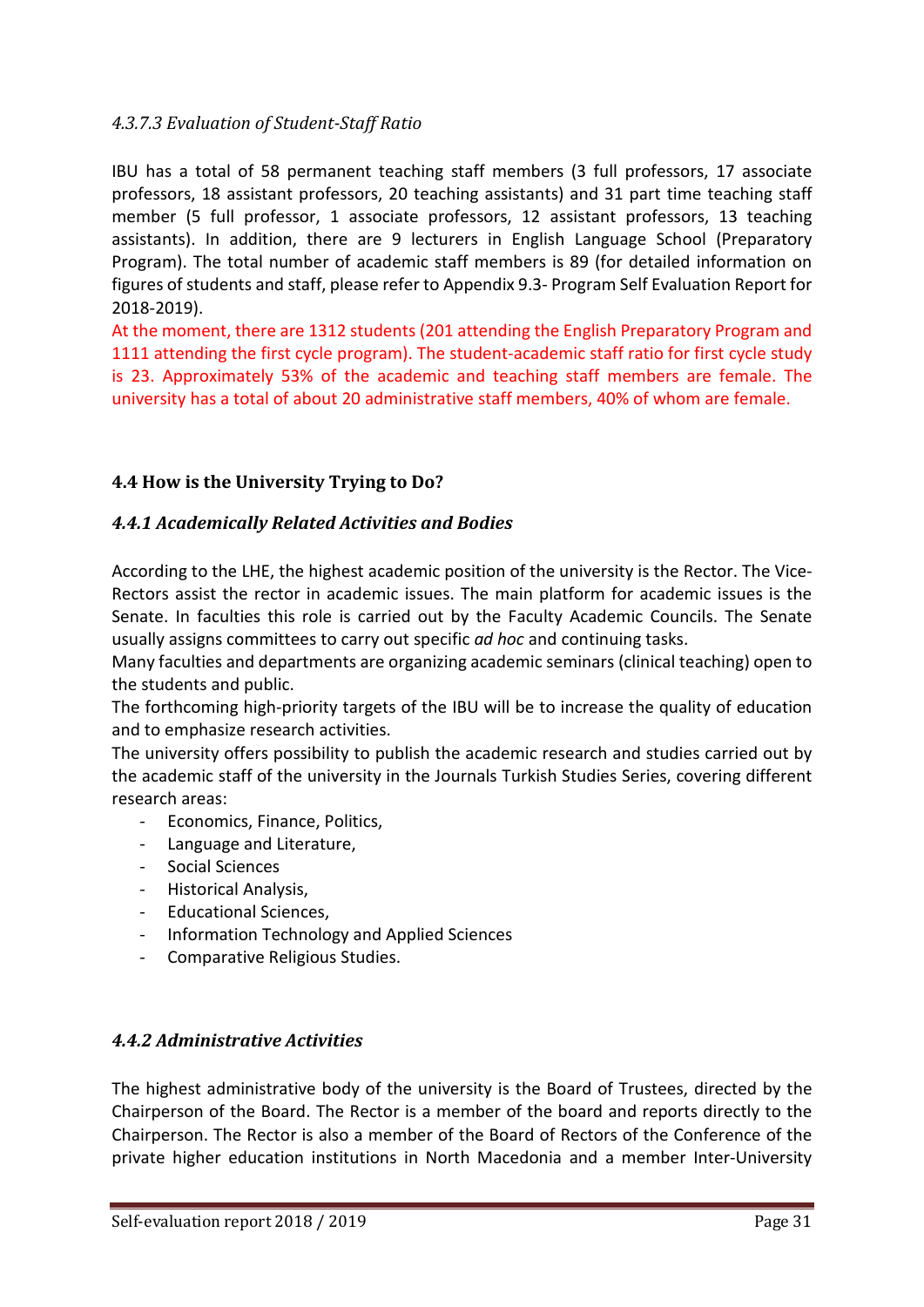#### *4.3.7.3 Evaluation of Student-Staff Ratio*

IBU has a total of 58 permanent teaching staff members (3 full professors, 17 associate professors, 18 assistant professors, 20 teaching assistants) and 31 part time teaching staff member (5 full professor, 1 associate professors, 12 assistant professors, 13 teaching assistants). In addition, there are 9 lecturers in English Language School (Preparatory Program). The total number of academic staff members is 89 (for detailed information on figures of students and staff, please refer to Appendix 9.3- Program Self Evaluation Report for 2018-2019).

At the moment, there are 1312 students (201 attending the English Preparatory Program and 1111 attending the first cycle program). The student-academic staff ratio for first cycle study is 23. Approximately 53% of the academic and teaching staff members are female. The university has a total of about 20 administrative staff members, 40% of whom are female.

## 4.4 How is the University Trying to Do?

### *4.4.1 Academically Related Activities and Bodies*

According to the LHE, the highest academic position of the university is the Rector. The Vice-Rectors assist the rector in academic issues. The main platform for academic issues is the Senate. In faculties this role is carried out by the Faculty Academic Councils. The Senate usually assigns committees to carry out specific *ad hoc* and continuing tasks.

Many faculties and departments are organizing academic seminars (clinical teaching) open to the students and public.

The forthcoming high-priority targets of the IBU will be to increase the quality of education and to emphasize research activities.

The university offers possibility to publish the academic research and studies carried out by the academic staff of the university in the Journals Turkish Studies Series, covering different research areas:

- Economics, Finance, Politics,
- Language and Literature,
- Social Sciences
- Historical Analysis,
- Educational Sciences,
- Information Technology and Applied Sciences
- Comparative Religious Studies.

### *4.4.2 Administrative Activities*

The highest administrative body of the university is the Board of Trustees, directed by the Chairperson of the Board. The Rector is a member of the board and reports directly to the Chairperson. The Rector is also a member of the Board of Rectors of the Conference of the private higher education institutions in North Macedonia and a member Inter-University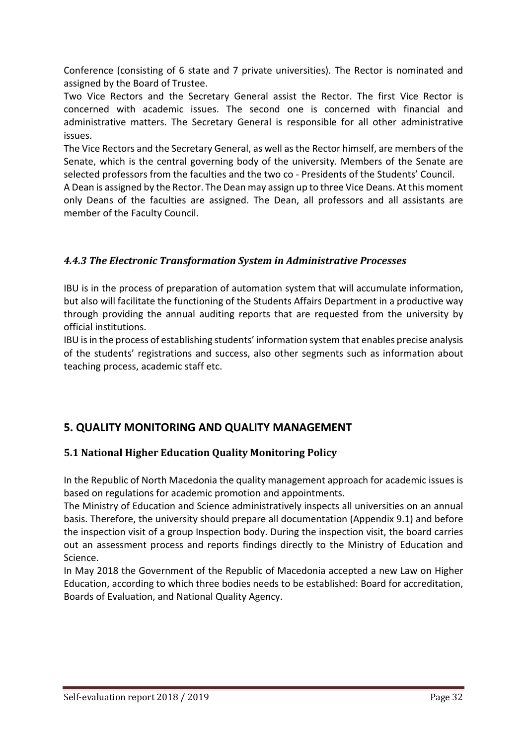Conference (consisting of 6 state and 7 private universities). The Rector is nominated and assigned by the Board of Trustee.

Two Vice Rectors and the Secretary General assist the Rector. The first Vice Rector is concerned with academic issues. The second one is concerned with financial and administrative matters. The Secretary General is responsible for all other administrative issues.

The Vice Rectors and the Secretary General, as well as the Rector himself, are members of the Senate, which is the central governing body of the university. Members of the Senate are selected professors from the faculties and the two co - Presidents of the Students' Council.

A Dean is assigned by the Rector. The Dean may assign up to three Vice Deans. At this moment only Deans of the faculties are assigned. The Dean, all professors and all assistants are member of the Faculty Council.

### *4.4.3 The Electronic Transformation System in Administrative Processes*

IBU is in the process of preparation of automation system that will accumulate information, but also will facilitate the functioning of the Students Affairs Department in a productive way through providing the annual auditing reports that are requested from the university by official institutions.

IBU is in the process of establishing students' information system that enables precise analysis of the students' registrations and success, also other segments such as information about teaching process, academic staff etc.

## 5. QUALITY MONITORING AND QUALITY MANAGEMENT

### 5.1 National Higher Education Quality Monitoring Policy

In the Republic of North Macedonia the quality management approach for academic issues is based on regulations for academic promotion and appointments.

The Ministry of Education and Science administratively inspects all universities on an annual basis. Therefore, the university should prepare all documentation (Appendix 9.1) and before the inspection visit of a group Inspection body. During the inspection visit, the board carries out an assessment process and reports findings directly to the Ministry of Education and Science.

In May 2018 the Government of the Republic of Macedonia accepted a new Law on Higher Education, according to which three bodies needs to be established: Board for accreditation, Boards of Evaluation, and National Quality Agency.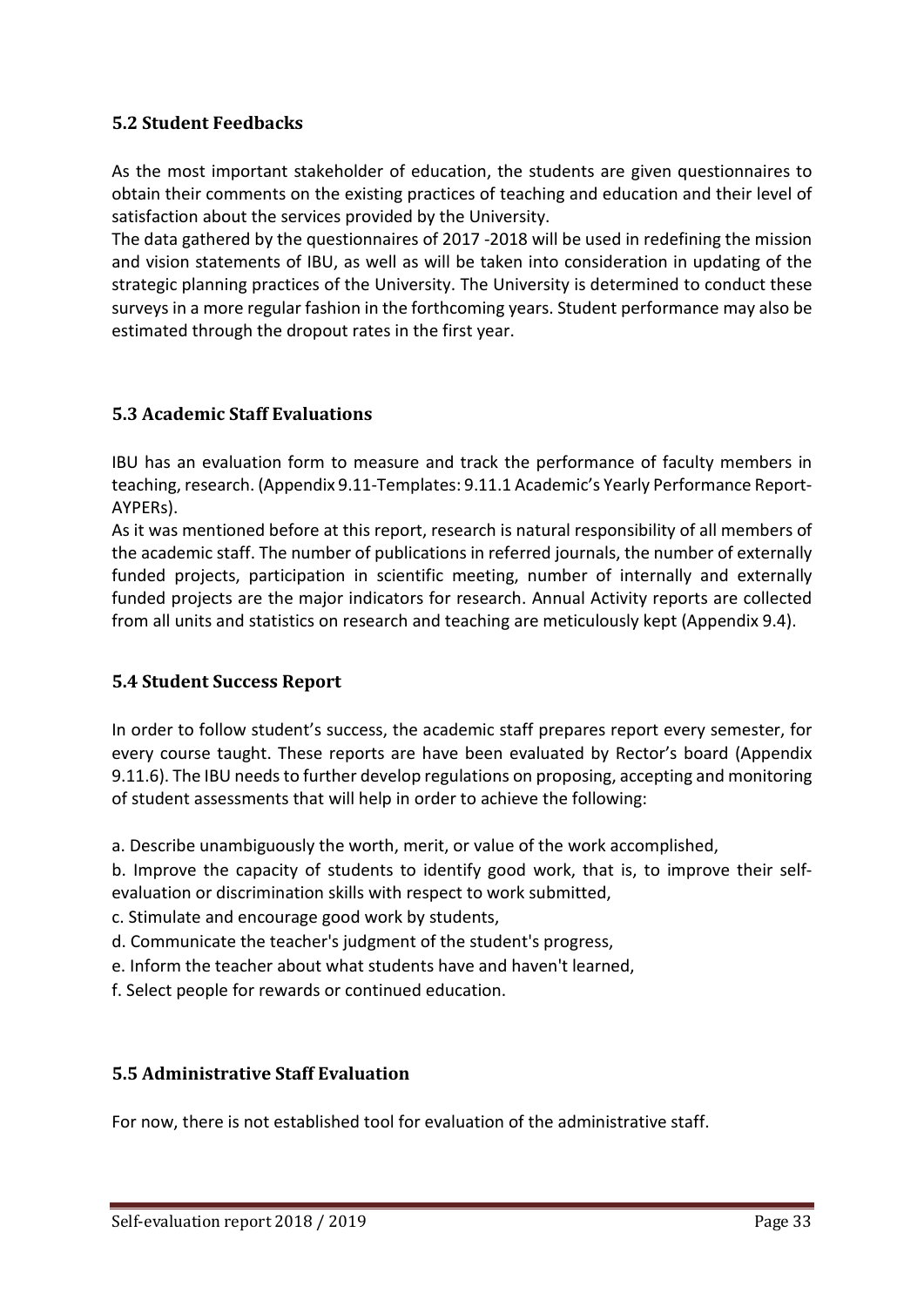## 5.2 Student Feedbacks

As the most important stakeholder of education, the students are given questionnaires to obtain their comments on the existing practices of teaching and education and their level of satisfaction about the services provided by the University.

The data gathered by the questionnaires of 2017 -2018 will be used in redefining the mission and vision statements of IBU, as well as will be taken into consideration in updating of the strategic planning practices of the University. The University is determined to conduct these surveys in a more regular fashion in the forthcoming years. Student performance may also be estimated through the dropout rates in the first year.

## 5.3 Academic Staff Evaluations

IBU has an evaluation form to measure and track the performance of faculty members in teaching, research. (Appendix 9.11-Templates: 9.11.1 Academic's Yearly Performance Report-AYPERs).

As it was mentioned before at this report, research is natural responsibility of all members of the academic staff. The number of publications in referred journals, the number of externally funded projects, participation in scientific meeting, number of internally and externally funded projects are the major indicators for research. Annual Activity reports are collected from all units and statistics on research and teaching are meticulously kept (Appendix 9.4).

## 5.4 Student Success Report

In order to follow student's success, the academic staff prepares report every semester, for every course taught. These reports are have been evaluated by Rector's board (Appendix 9.11.6). The IBU needs to further develop regulations on proposing, accepting and monitoring of student assessments that will help in order to achieve the following:

a. Describe unambiguously the worth, merit, or value of the work accomplished,

b. Improve the capacity of students to identify good work, that is, to improve their self-evaluation or discrimination skills with respect to work submitted,

c. Stimulate and encourage good work by students,

d. Communicate the teacher's judgment of the student's progress,

e. Inform the teacher about what students have and haven't learned,

f. Select people for rewards or continued education.

## 5.5 Administrative Staff Evaluation

For now, there is not established tool for evaluation of the administrative staff.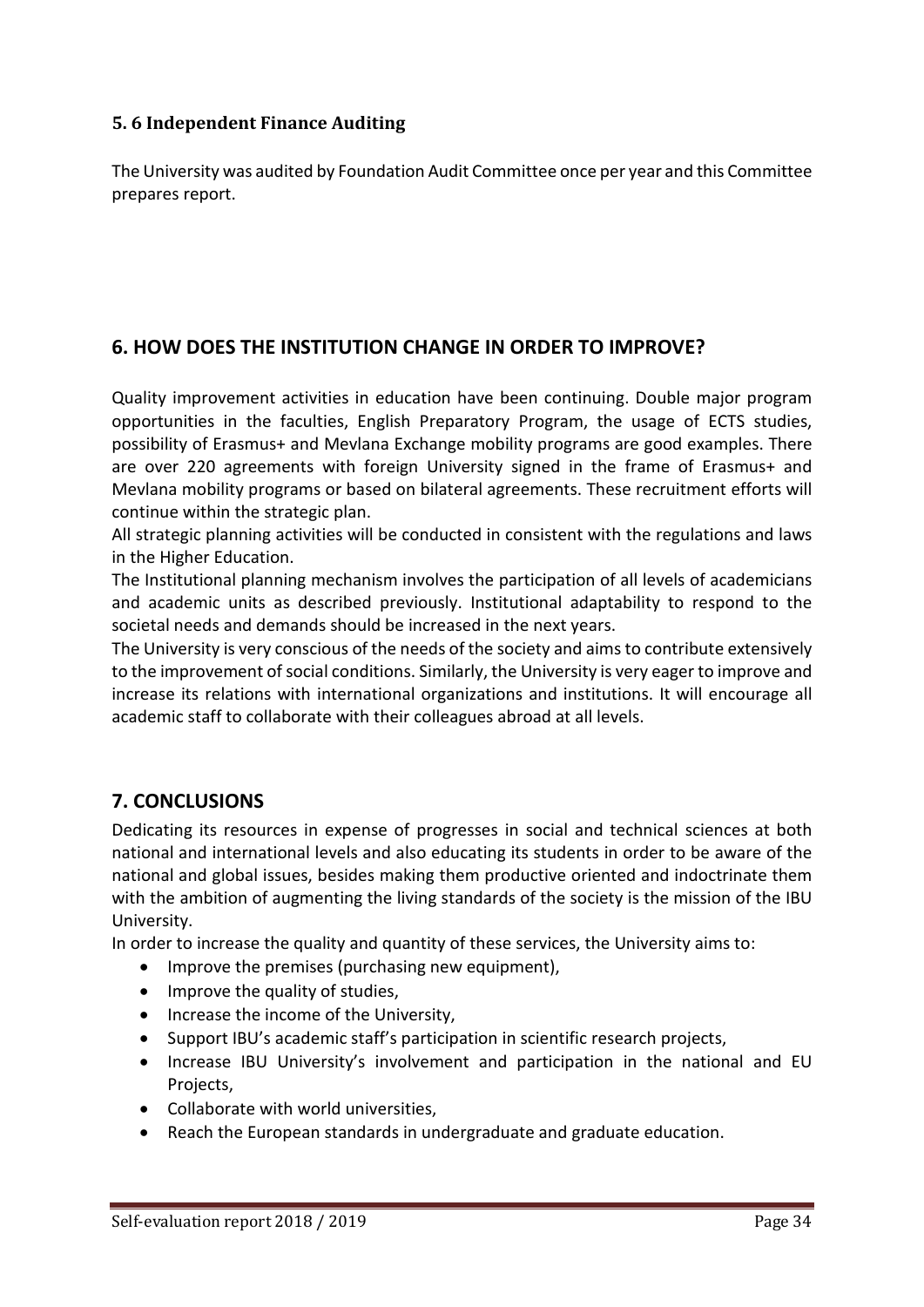### 5. 6 Independent Finance Auditing

The University was audited by Foundation Audit Committee once per year and this Committee prepares report.

## 6. HOW DOES THE INSTITUTION CHANGE IN ORDER TO IMPROVE?

Quality improvement activities in education have been continuing. Double major program opportunities in the faculties, English Preparatory Program, the usage of ECTS studies, possibility of Erasmus+ and Mevlana Exchange mobility programs are good examples. There are over 220 agreements with foreign University signed in the frame of Erasmus+ and Mevlana mobility programs or based on bilateral agreements. These recruitment efforts will continue within the strategic plan.

All strategic planning activities will be conducted in consistent with the regulations and laws in the Higher Education.

The Institutional planning mechanism involves the participation of all levels of academicians and academic units as described previously. Institutional adaptability to respond to the societal needs and demands should be increased in the next years.

The University is very conscious of the needs of the society and aims to contribute extensively to the improvement of social conditions. Similarly, the University is very eager to improve and increase its relations with international organizations and institutions. It will encourage all academic staff to collaborate with their colleagues abroad at all levels.

## 7. CONCLUSIONS

Dedicating its resources in expense of progresses in social and technical sciences at both national and international levels and also educating its students in order to be aware of the national and global issues, besides making them productive oriented and indoctrinate them with the ambition of augmenting the living standards of the society is the mission of the IBU University.

In order to increase the quality and quantity of these services, the University aims to:

- Improve the premises (purchasing new equipment),
- Improve the quality of studies,
- Increase the income of the University,
- Support IBU's academic staff's participation in scientific research projects,
- Increase IBU University's involvement and participation in the national and EU Projects,
- Collaborate with world universities,
- Reach the European standards in undergraduate and graduate education.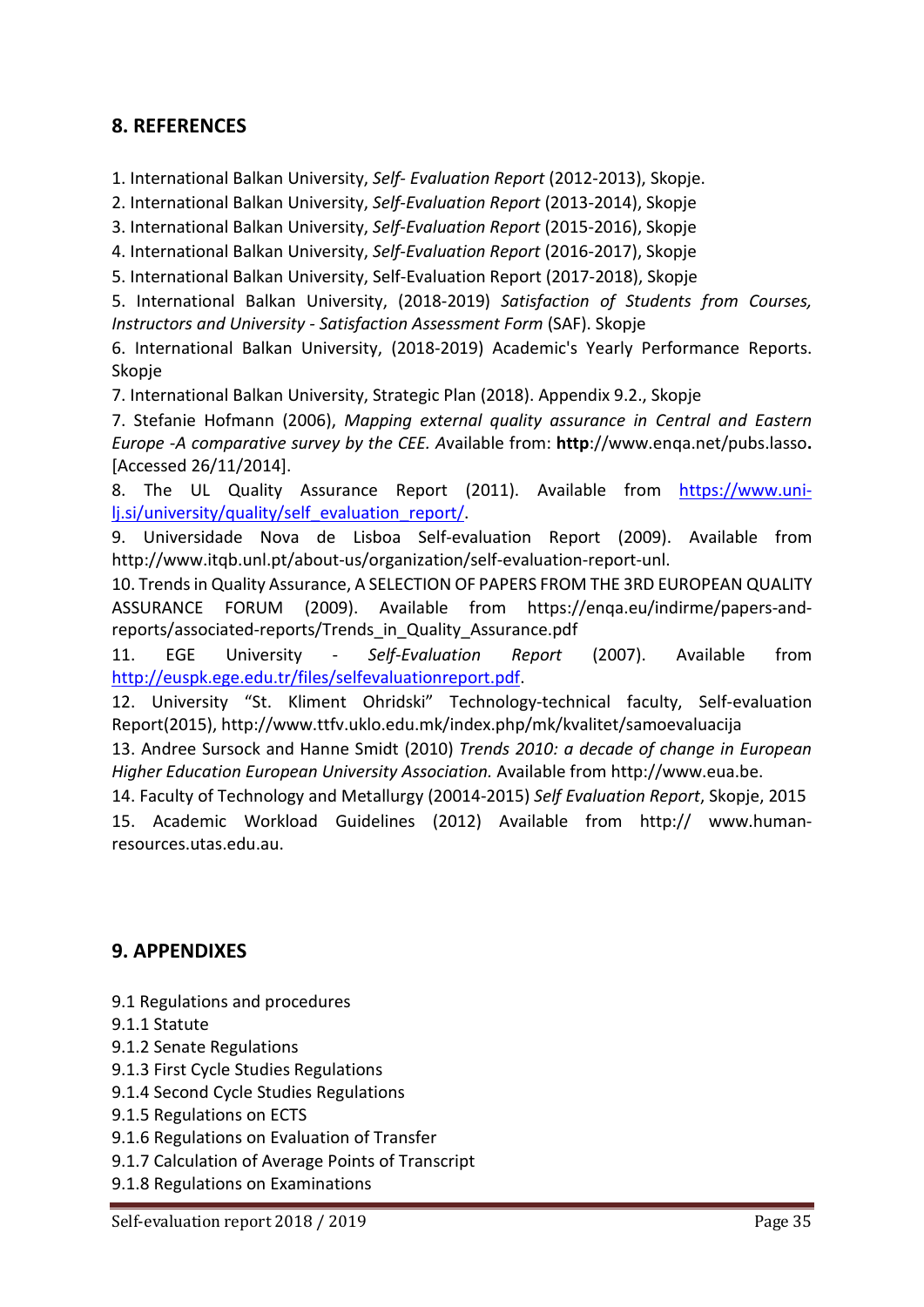## 8. REFERENCES

1. International Balkan University, *Self- Evaluation Report* (2012-2013), Skopje.

2. International Balkan University, *Self-Evaluation Report* (2013-2014), Skopje

3. International Balkan University, *Self-Evaluation Report* (2015-2016), Skopje

4. International Balkan University, *Self-Evaluation Report* (2016-2017), Skopje

5. International Balkan University, Self-Evaluation Report (2017-2018), Skopje

5. International Balkan University, (2018-2019) *Satisfaction of Students from Courses, Instructors and University - Satisfaction Assessment Form* (SAF). Skopje

6. International Balkan University, (2018-2019) Academic's Yearly Performance Reports. Skopje

7. International Balkan University, Strategic Plan (2018). Appendix 9.2., Skopje

7. Stefanie Hofmann (2006), *Mapping external quality assurance in Central and Eastern Europe -A comparative survey by the CEE. A*vailable from: **http**://www.enqa.net/pubs.lasso**.** [Accessed 26/11/2014].

8. The UL Quality Assurance Report (2011). Available from https://www.uni-lj.si/university/quality/self_evaluation_report/.

9. Universidade Nova de Lisboa Self-evaluation Report (2009). Available from http://www.itqb.unl.pt/about-us/organization/self-evaluation-report-unl.

10. Trends in Quality Assurance, A SELECTION OF PAPERS FROM THE 3RD EUROPEAN QUALITY ASSURANCE FORUM (2009). Available from https://enqa.eu/indirme/papers-and-reports/associated-reports/Trends_in_Quality_Assurance.pdf

11. EGE University - *Self-Evaluation Report* (2007). Available from http://euspk.ege.edu.tr/files/selfevaluationreport.pdf.

12. University "St. Kliment Ohridski" Technology-technical faculty, Self-evaluation Report(2015), http://www.ttfv.uklo.edu.mk/index.php/mk/kvalitet/samoevaluacija

13. Andree Sursock and Hanne Smidt (2010) *Trends 2010: a decade of change in European Higher Education European University Association.* Available from http://www.eua.be.

14. Faculty of Technology and Metallurgy (20014-2015) *Self Evaluation Report*, Skopje, 2015

15. Academic Workload Guidelines (2012) Available from http:// www.human-resources.utas.edu.au.

## 9. APPENDIXES

9.1 Regulations and procedures
9.1.1 Statute
9.1.2 Senate Regulations
9.1.3 First Cycle Studies Regulations
9.1.4 Second Cycle Studies Regulations
9.1.5 Regulations on ECTS
9.1.6 Regulations on Evaluation of Transfer
9.1.7 Calculation of Average Points of Transcript
9.1.8 Regulations on Examinations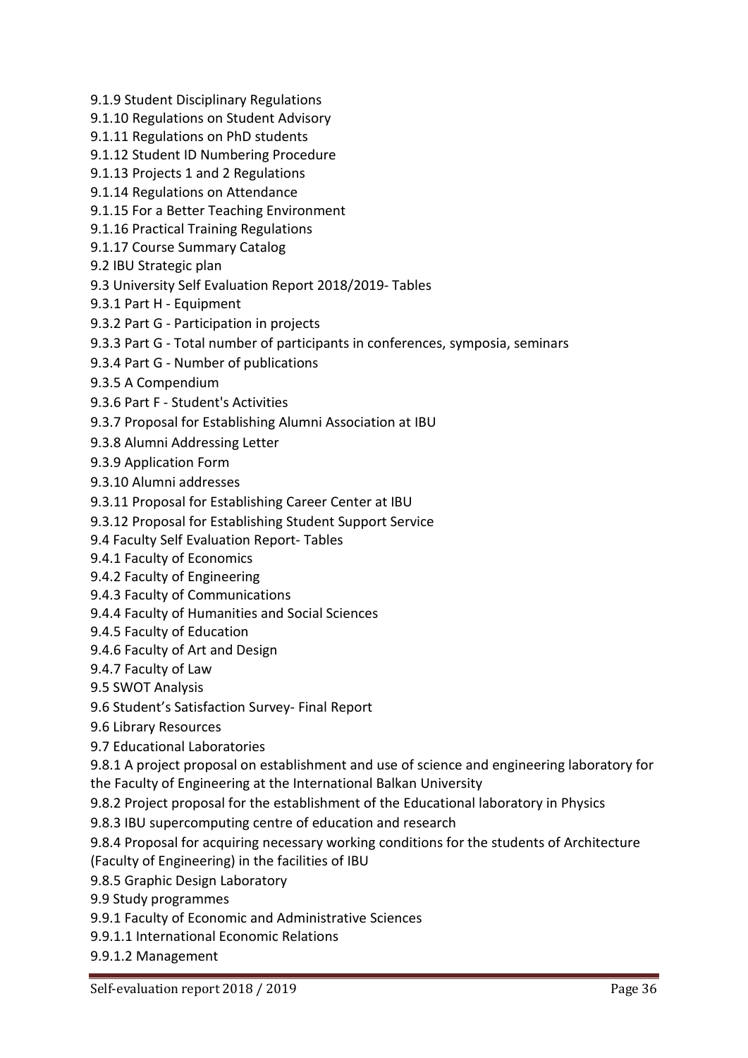9.1.9 Student Disciplinary Regulations

9.1.10 Regulations on Student Advisory

9.1.11 Regulations on PhD students

9.1.12 Student ID Numbering Procedure

9.1.13 Projects 1 and 2 Regulations

9.1.14 Regulations on Attendance

9.1.15 For a Better Teaching Environment

9.1.16 Practical Training Regulations

9.1.17 Course Summary Catalog

9.2 IBU Strategic plan

9.3 University Self Evaluation Report 2018/2019- Tables

9.3.1 Part H - Equipment

9.3.2 Part G - Participation in projects

9.3.3 Part G - Total number of participants in conferences, symposia, seminars

9.3.4 Part G - Number of publications

9.3.5 A Compendium

9.3.6 Part F - Student's Activities

9.3.7 Proposal for Establishing Alumni Association at IBU

9.3.8 Alumni Addressing Letter

9.3.9 Application Form

9.3.10 Alumni addresses

9.3.11 Proposal for Establishing Career Center at IBU

9.3.12 Proposal for Establishing Student Support Service

9.4 Faculty Self Evaluation Report- Tables

9.4.1 Faculty of Economics

9.4.2 Faculty of Engineering

9.4.3 Faculty of Communications

9.4.4 Faculty of Humanities and Social Sciences

9.4.5 Faculty of Education

9.4.6 Faculty of Art and Design

9.4.7 Faculty of Law

9.5 SWOT Analysis

9.6 Student's Satisfaction Survey- Final Report

9.6 Library Resources

9.7 Educational Laboratories

9.8.1 A project proposal on establishment and use of science and engineering laboratory for the Faculty of Engineering at the International Balkan University

9.8.2 Project proposal for the establishment of the Educational laboratory in Physics

9.8.3 IBU supercomputing centre of education and research

9.8.4 Proposal for acquiring necessary working conditions for the students of Architecture (Faculty of Engineering) in the facilities of IBU

9.8.5 Graphic Design Laboratory

9.9 Study programmes

9.9.1 Faculty of Economic and Administrative Sciences

9.9.1.1 International Economic Relations

9.9.1.2 Management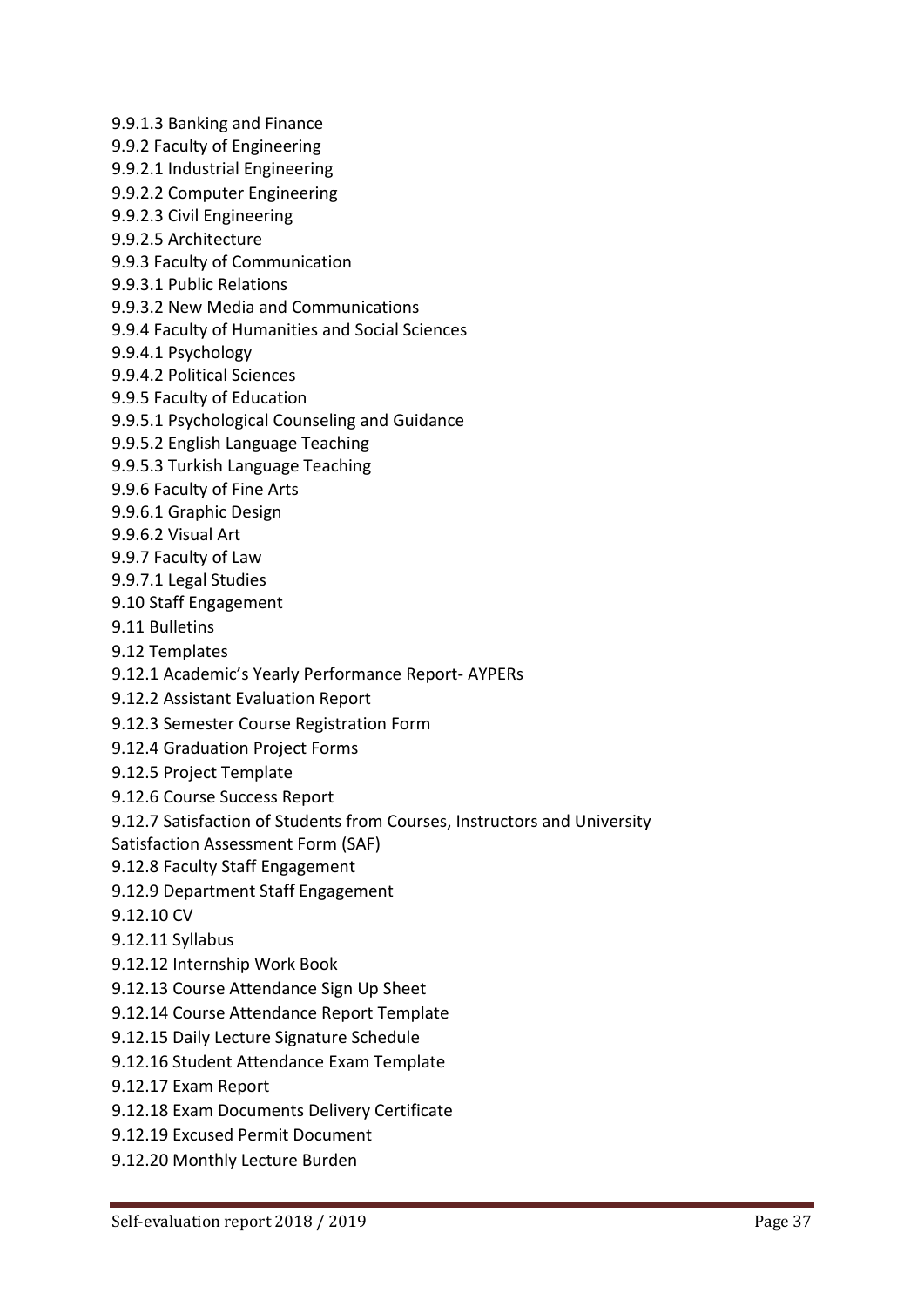9.9.1.3 Banking and Finance

9.9.2 Faculty of Engineering

9.9.2.1 Industrial Engineering

9.9.2.2 Computer Engineering

9.9.2.3 Civil Engineering

9.9.2.5 Architecture

9.9.3 Faculty of Communication

9.9.3.1 Public Relations

9.9.3.2 New Media and Communications

9.9.4 Faculty of Humanities and Social Sciences

9.9.4.1 Psychology

9.9.4.2 Political Sciences

9.9.5 Faculty of Education

9.9.5.1 Psychological Counseling and Guidance

9.9.5.2 English Language Teaching

9.9.5.3 Turkish Language Teaching

9.9.6 Faculty of Fine Arts

9.9.6.1 Graphic Design

9.9.6.2 Visual Art

9.9.7 Faculty of Law

9.9.7.1 Legal Studies

9.10 Staff Engagement

9.11 Bulletins

9.12 Templates

9.12.1 Academic's Yearly Performance Report- AYPERs

9.12.2 Assistant Evaluation Report

9.12.3 Semester Course Registration Form

9.12.4 Graduation Project Forms

9.12.5 Project Template

9.12.6 Course Success Report

9.12.7 Satisfaction of Students from Courses, Instructors and University Satisfaction Assessment Form (SAF)

9.12.8 Faculty Staff Engagement

9.12.9 Department Staff Engagement

9.12.10 CV

9.12.11 Syllabus

9.12.12 Internship Work Book

9.12.13 Course Attendance Sign Up Sheet

9.12.14 Course Attendance Report Template

9.12.15 Daily Lecture Signature Schedule

9.12.16 Student Attendance Exam Template

9.12.17 Exam Report

9.12.18 Exam Documents Delivery Certificate

9.12.19 Excused Permit Document

9.12.20 Monthly Lecture Burden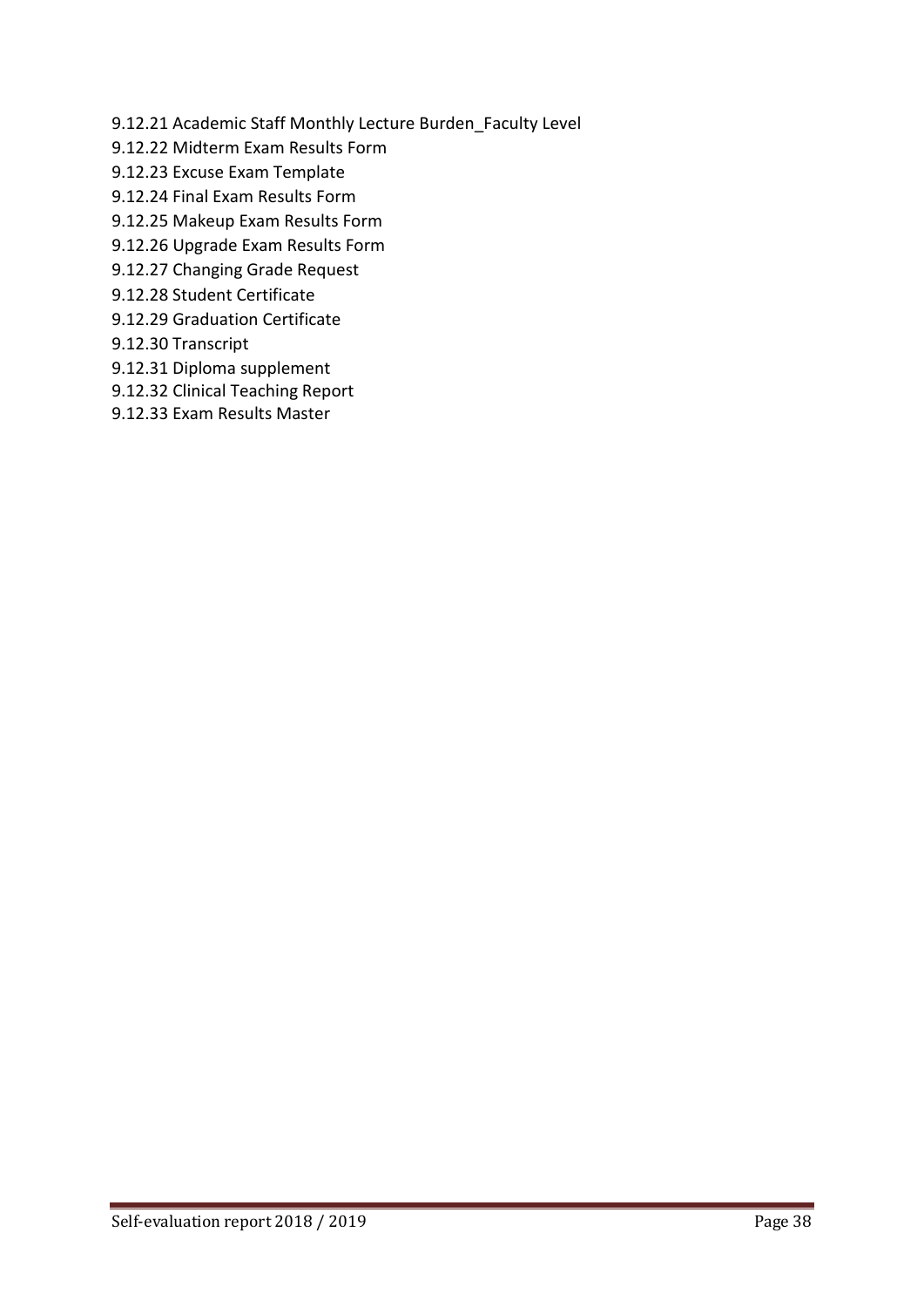9.12.21 Academic Staff Monthly Lecture Burden_Faculty Level
9.12.22 Midterm Exam Results Form
9.12.23 Excuse Exam Template
9.12.24 Final Exam Results Form
9.12.25 Makeup Exam Results Form
9.12.26 Upgrade Exam Results Form
9.12.27 Changing Grade Request
9.12.28 Student Certificate
9.12.29 Graduation Certificate
9.12.30 Transcript
9.12.31 Diploma supplement
9.12.32 Clinical Teaching Report
9.12.33 Exam Results Master